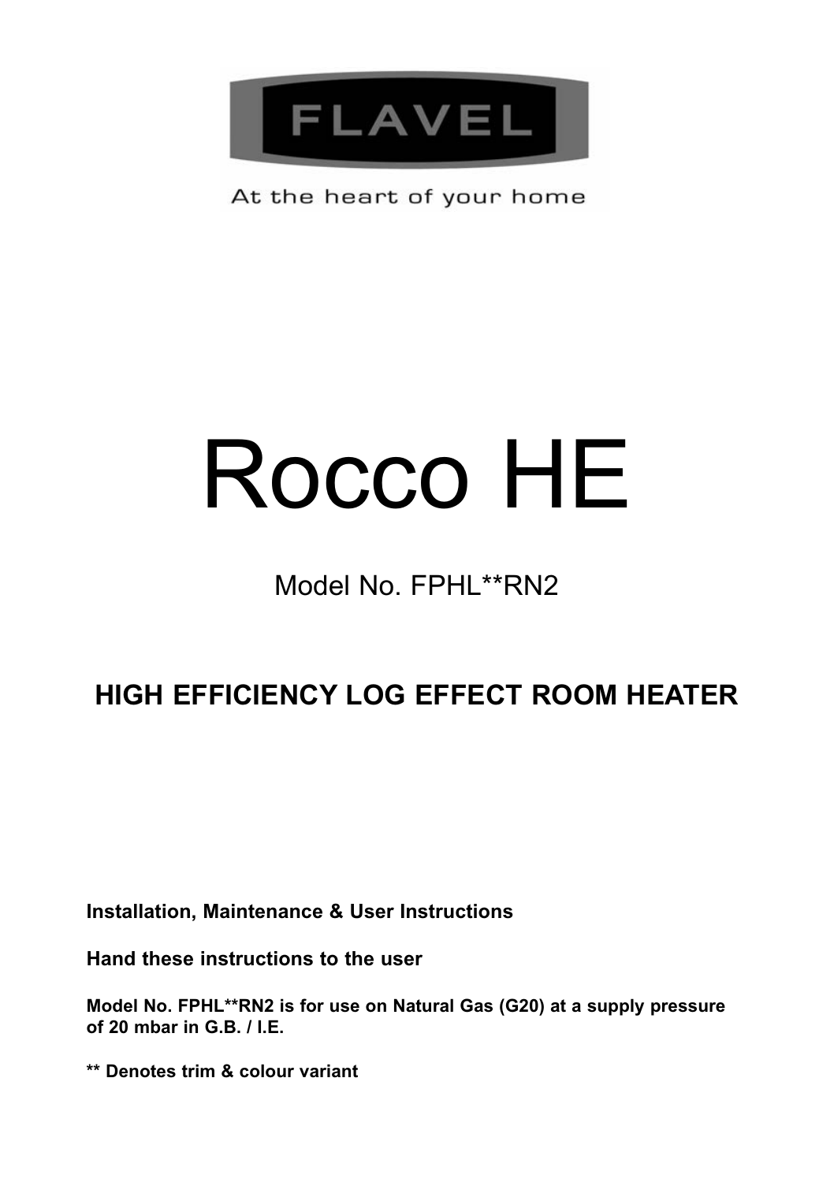FLAVEL

At the heart of your home

# Rocco HE

Model No. FPHL**RN2

## HIGH EFFICIENCY LOG EFFECT ROOM HEATER

**Installation, Maintenance & User Instructions**

**Hand these instructions to the user**

**Model No. FPHL**RN2 is for use on Natural Gas (G20) at a supply pressure of 20 mbar in G.B. / I.E.**

**\*\* Denotes trim & colour variant**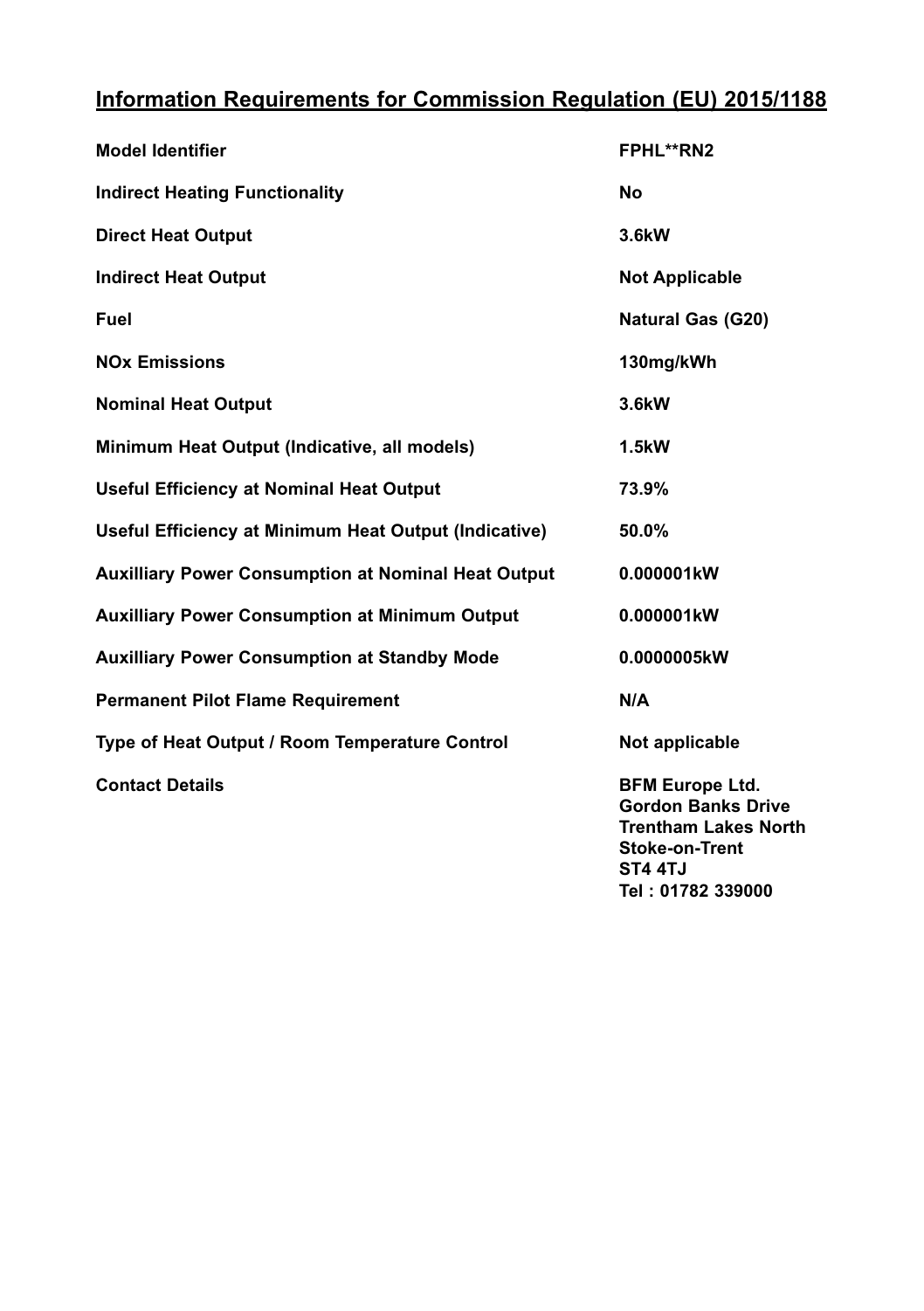## Information Requirements for Commission Regulation (EU) 2015/1188

| | |
|---|---|
| **Model Identifier** | **FPHL**RN2** |
| **Indirect Heating Functionality** | **No** |
| **Direct Heat Output** | **3.6kW** |
| **Indirect Heat Output** | **Not Applicable** |
| **Fuel** | **Natural Gas (G20)** |
| **NOx Emissions** | **130mg/kWh** |
| **Nominal Heat Output** | **3.6kW** |
| **Minimum Heat Output (Indicative, all models)** | **1.5kW** |
| **Useful Efficiency at Nominal Heat Output** | **73.9%** |
| **Useful Efficiency at Minimum Heat Output (Indicative)** | **50.0%** |
| **Auxilliary Power Consumption at Nominal Heat Output** | **0.000001kW** |
| **Auxilliary Power Consumption at Minimum Output** | **0.000001kW** |
| **Auxilliary Power Consumption at Standby Mode** | **0.0000005kW** |
| **Permanent Pilot Flame Requirement** | **N/A** |
| **Type of Heat Output / Room Temperature Control** | **Not applicable** |
| **Contact Details** | **BFM Europe Ltd.**<br>**Gordon Banks Drive**<br>**Trentham Lakes North**<br>**Stoke-on-Trent**<br>**ST4 4TJ**<br>**Tel : 01782 339000** |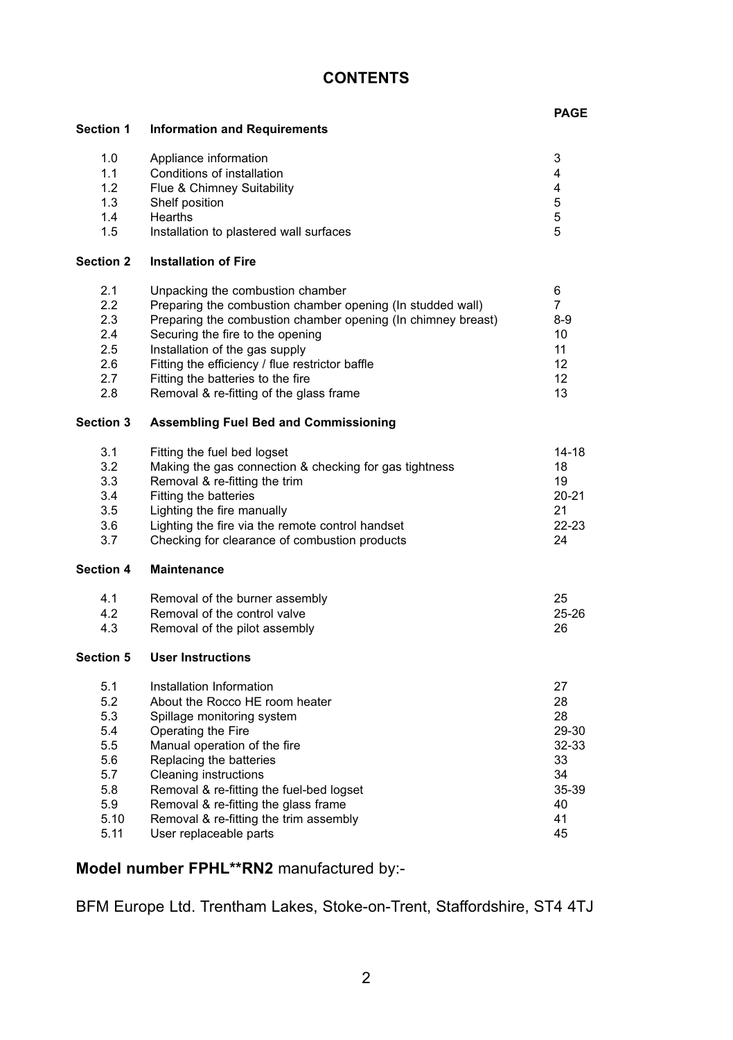## CONTENTS

| | | PAGE |
|---|---|---|
| **Section 1** | **Information and Requirements** | |
| 1.0 | Appliance information | 3 |
| 1.1 | Conditions of installation | 4 |
| 1.2 | Flue & Chimney Suitability | 4 |
| 1.3 | Shelf position | 5 |
| 1.4 | Hearths | 5 |
| 1.5 | Installation to plastered wall surfaces | 5 |
| **Section 2** | **Installation of Fire** | |
| 2.1 | Unpacking the combustion chamber | 6 |
| 2.2 | Preparing the combustion chamber opening (In studded wall) | 7 |
| 2.3 | Preparing the combustion chamber opening (In chimney breast) | 8-9 |
| 2.4 | Securing the fire to the opening | 10 |
| 2.5 | Installation of the gas supply | 11 |
| 2.6 | Fitting the efficiency / flue restrictor baffle | 12 |
| 2.7 | Fitting the batteries to the fire | 12 |
| 2.8 | Removal & re-fitting of the glass frame | 13 |
| **Section 3** | **Assembling Fuel Bed and Commissioning** | |
| 3.1 | Fitting the fuel bed logset | 14-18 |
| 3.2 | Making the gas connection & checking for gas tightness | 18 |
| 3.3 | Removal & re-fitting the trim | 19 |
| 3.4 | Fitting the batteries | 20-21 |
| 3.5 | Lighting the fire manually | 21 |
| 3.6 | Lighting the fire via the remote control handset | 22-23 |
| 3.7 | Checking for clearance of combustion products | 24 |
| **Section 4** | **Maintenance** | |
| 4.1 | Removal of the burner assembly | 25 |
| 4.2 | Removal of the control valve | 25-26 |
| 4.3 | Removal of the pilot assembly | 26 |
| **Section 5** | **User Instructions** | |
| 5.1 | Installation Information | 27 |
| 5.2 | About the Rocco HE room heater | 28 |
| 5.3 | Spillage monitoring system | 28 |
| 5.4 | Operating the Fire | 29-30 |
| 5.5 | Manual operation of the fire | 32-33 |
| 5.6 | Replacing the batteries | 33 |
| 5.7 | Cleaning instructions | 34 |
| 5.8 | Removal & re-fitting the fuel-bed logset | 35-39 |
| 5.9 | Removal & re-fitting the glass frame | 40 |
| 5.10 | Removal & re-fitting the trim assembly | 41 |
| 5.11 | User replaceable parts | 45 |

**Model number FPHL**RN2** manufactured by:-

BFM Europe Ltd. Trentham Lakes, Stoke-on-Trent, Staffordshire, ST4 4TJ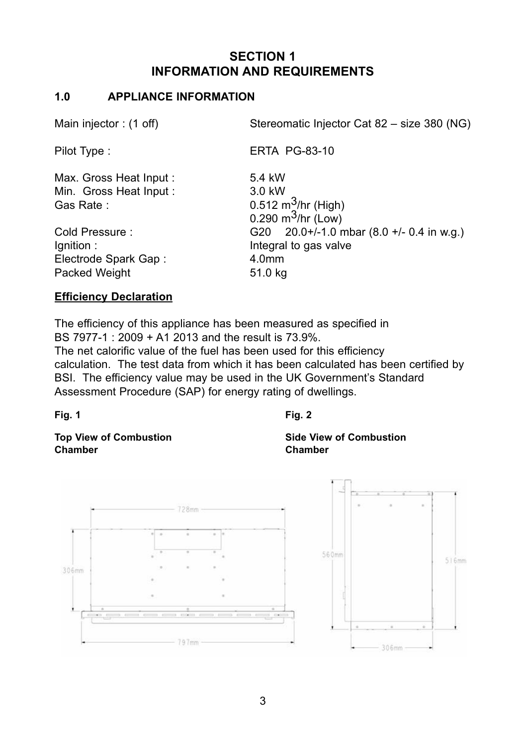# SECTION 1
# INFORMATION AND REQUIREMENTS

## 1.0 APPLIANCE INFORMATION

| | |
|---|---|
| Main injector : (1 off) | Stereomatic Injector Cat 82 – size 380 (NG) |
| Pilot Type : | ERTA PG-83-10 |
| Max. Gross Heat Input : | 5.4 kW |
| Min. Gross Heat Input : | 3.0 kW |
| Gas Rate : | 0.512 $m^3$/hr (High) |
| | 0.290 $m^3$/hr (Low) |
| Cold Pressure : | G20 20.0+/-1.0 mbar (8.0 +/- 0.4 in w.g.) |
| Ignition : | Integral to gas valve |
| Electrode Spark Gap : | 4.0mm |
| Packed Weight | 51.0 kg |

**Efficiency Declaration**

The efficiency of this appliance has been measured as specified in BS 7977-1 : 2009 + A1 2013 and the result is 73.9%.
The net calorific value of the fuel has been used for this efficiency calculation. The test data from which it has been calculated has been certified by BSI. The efficiency value may be used in the UK Government's Standard Assessment Procedure (SAP) for energy rating of dwellings.

**Fig. 1**

**Top View of Combustion Chamber**

728mm

306mm

797mm

**Fig. 2**

**Side View of Combustion Chamber**

560mm

516mm

306mm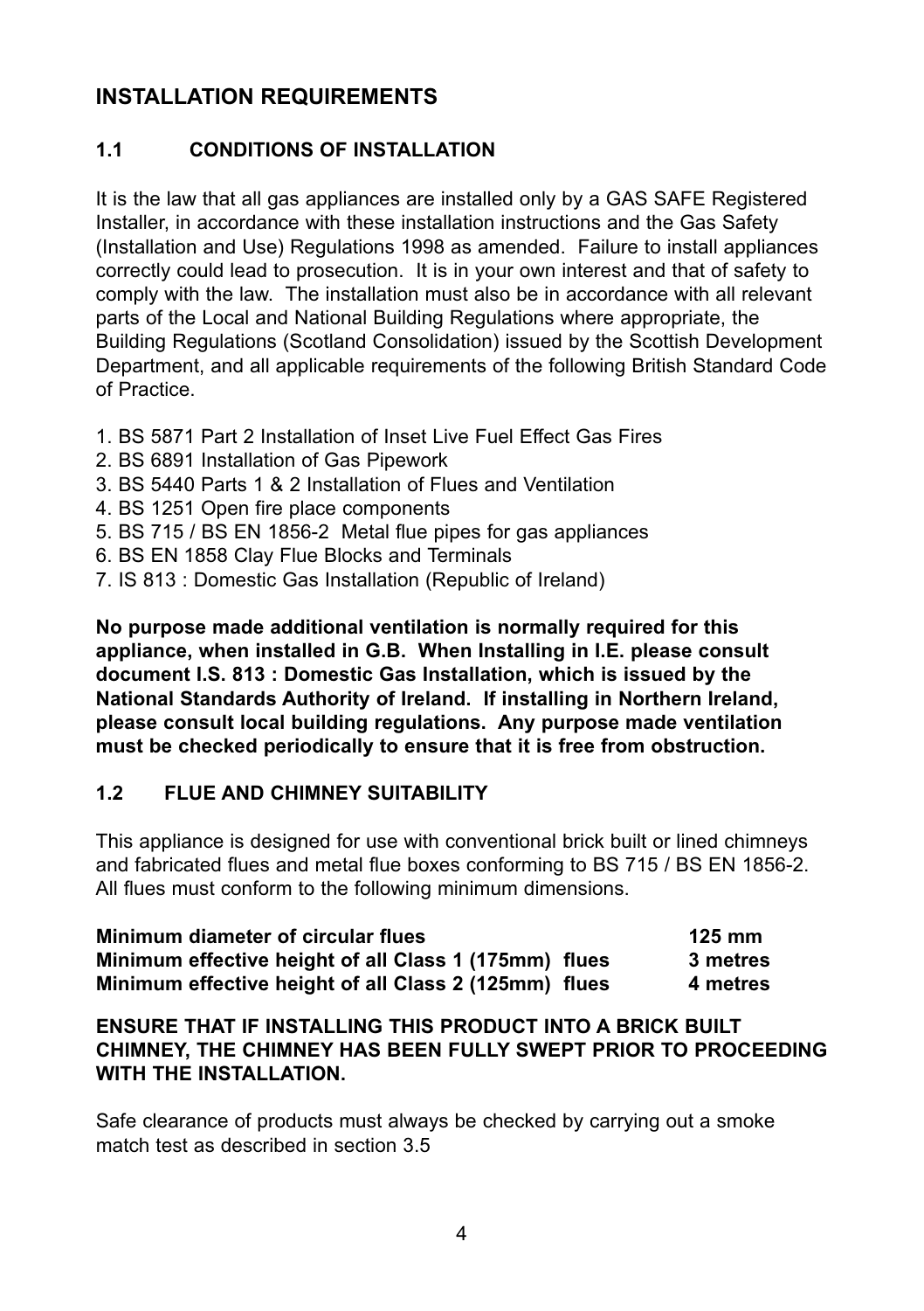## INSTALLATION REQUIREMENTS

### 1.1 CONDITIONS OF INSTALLATION

It is the law that all gas appliances are installed only by a GAS SAFE Registered Installer, in accordance with these installation instructions and the Gas Safety (Installation and Use) Regulations 1998 as amended. Failure to install appliances correctly could lead to prosecution. It is in your own interest and that of safety to comply with the law. The installation must also be in accordance with all relevant parts of the Local and National Building Regulations where appropriate, the Building Regulations (Scotland Consolidation) issued by the Scottish Development Department, and all applicable requirements of the following British Standard Code of Practice.

1. BS 5871 Part 2 Installation of Inset Live Fuel Effect Gas Fires
2. BS 6891 Installation of Gas Pipework
3. BS 5440 Parts 1 & 2 Installation of Flues and Ventilation
4. BS 1251 Open fire place components
5. BS 715 / BS EN 1856-2 Metal flue pipes for gas appliances
6. BS EN 1858 Clay Flue Blocks and Terminals
7. IS 813 : Domestic Gas Installation (Republic of Ireland)

**No purpose made additional ventilation is normally required for this appliance, when installed in G.B. When Installing in I.E. please consult document I.S. 813 : Domestic Gas Installation, which is issued by the National Standards Authority of Ireland. If installing in Northern Ireland, please consult local building regulations. Any purpose made ventilation must be checked periodically to ensure that it is free from obstruction.**

### 1.2 FLUE AND CHIMNEY SUITABILITY

This appliance is designed for use with conventional brick built or lined chimneys and fabricated flues and metal flue boxes conforming to BS 715 / BS EN 1856-2. All flues must conform to the following minimum dimensions.

| | |
|---|---|
| **Minimum diameter of circular flues** | **125 mm** |
| **Minimum effective height of all Class 1 (175mm) flues** | **3 metres** |
| **Minimum effective height of all Class 2 (125mm) flues** | **4 metres** |

**ENSURE THAT IF INSTALLING THIS PRODUCT INTO A BRICK BUILT CHIMNEY, THE CHIMNEY HAS BEEN FULLY SWEPT PRIOR TO PROCEEDING WITH THE INSTALLATION.**

Safe clearance of products must always be checked by carrying out a smoke match test as described in section 3.5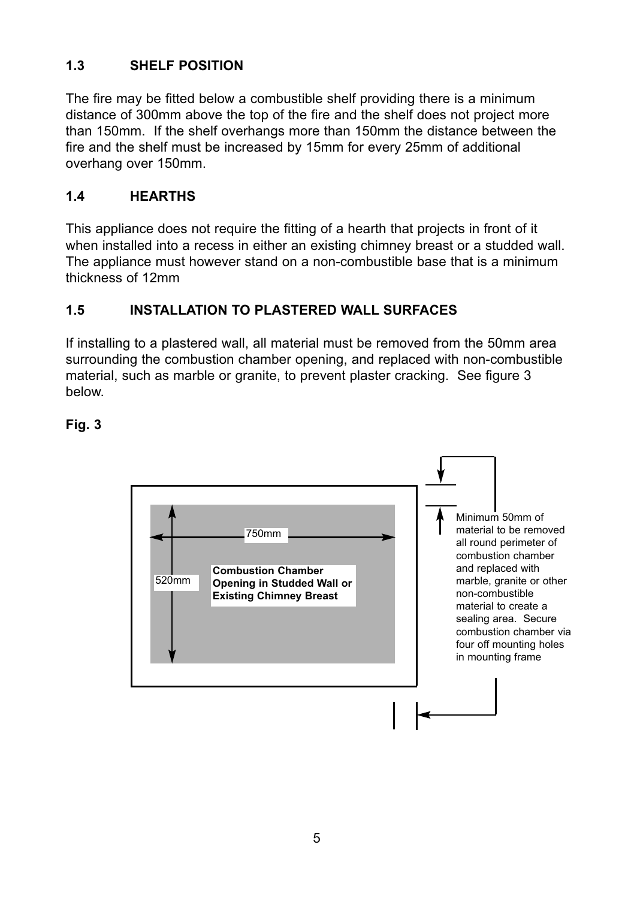## 1.3 SHELF POSITION

The fire may be fitted below a combustible shelf providing there is a minimum distance of 300mm above the top of the fire and the shelf does not project more than 150mm. If the shelf overhangs more than 150mm the distance between the fire and the shelf must be increased by 15mm for every 25mm of additional overhang over 150mm.

## 1.4 HEARTHS

This appliance does not require the fitting of a hearth that projects in front of it when installed into a recess in either an existing chimney breast or a studded wall. The appliance must however stand on a non-combustible base that is a minimum thickness of 12mm

## 1.5 INSTALLATION TO PLASTERED WALL SURFACES

If installing to a plastered wall, all material must be removed from the 50mm area surrounding the combustion chamber opening, and replaced with non-combustible material, such as marble or granite, to prevent plaster cracking. See figure 3 below.

**Fig. 3**

750mm

520mm

**Combustion Chamber Opening in Studded Wall or Existing Chimney Breast**

Minimum 50mm of material to be removed all round perimeter of combustion chamber and replaced with marble, granite or other non-combustible material to create a sealing area. Secure combustion chamber via four off mounting holes in mounting frame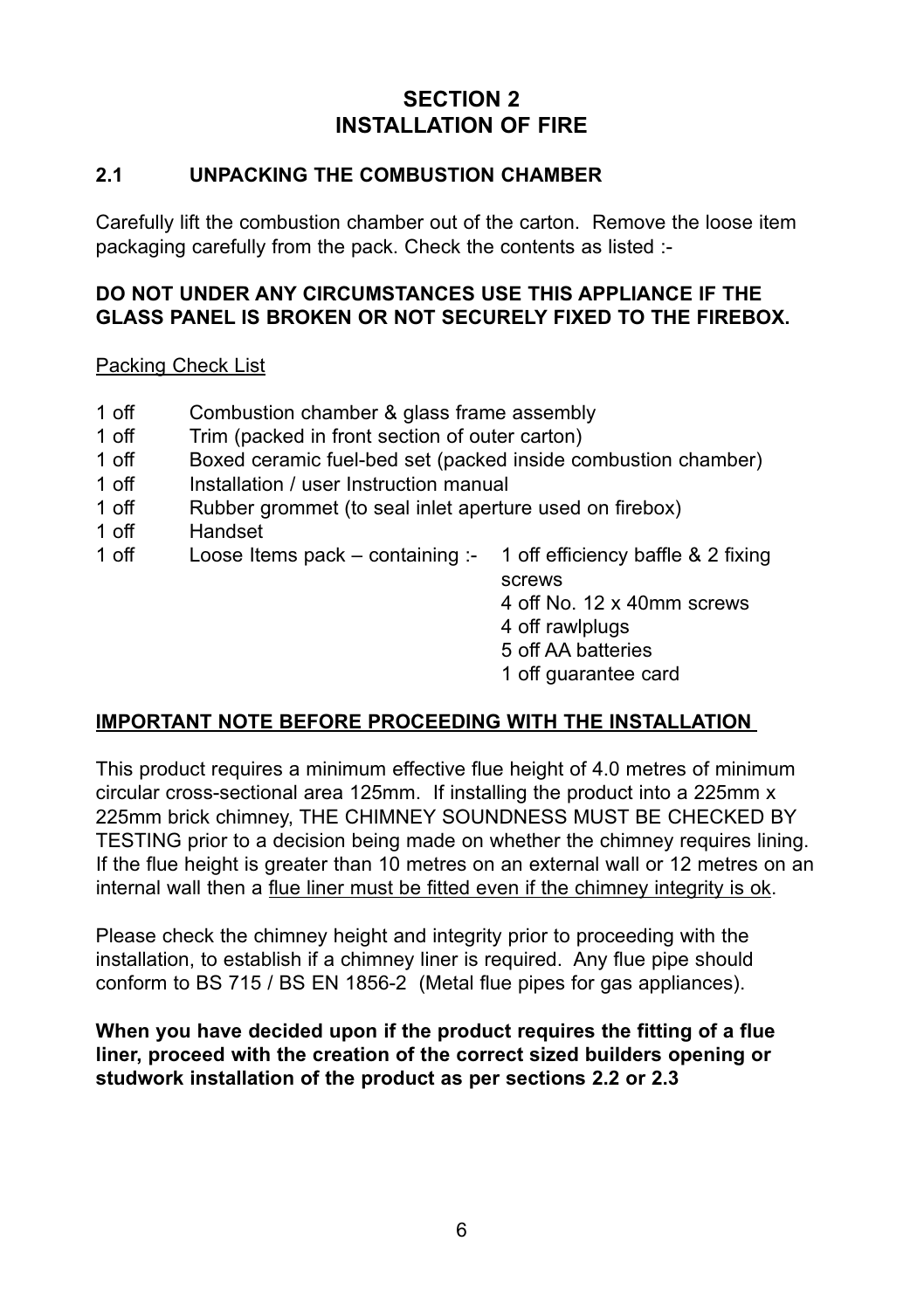# SECTION 2
# INSTALLATION OF FIRE

## 2.1 UNPACKING THE COMBUSTION CHAMBER

Carefully lift the combustion chamber out of the carton. Remove the loose item packaging carefully from the pack. Check the contents as listed :-

**DO NOT UNDER ANY CIRCUMSTANCES USE THIS APPLIANCE IF THE GLASS PANEL IS BROKEN OR NOT SECURELY FIXED TO THE FIREBOX.**

<u>Packing Check List</u>

- 1 off Combustion chamber & glass frame assembly
- 1 off Trim (packed in front section of outer carton)
- 1 off Boxed ceramic fuel-bed set (packed inside combustion chamber)
- 1 off Installation / user Instruction manual
- 1 off Rubber grommet (to seal inlet aperture used on firebox)
- 1 off Handset
- 1 off Loose Items pack – containing :-
  - 1 off efficiency baffle & 2 fixing screws
  - 4 off No. 12 x 40mm screws
  - 4 off rawlplugs
  - 5 off AA batteries
  - 1 off guarantee card

**<u>IMPORTANT NOTE BEFORE PROCEEDING WITH THE INSTALLATION</u>**

This product requires a minimum effective flue height of 4.0 metres of minimum circular cross-sectional area 125mm. If installing the product into a 225mm x 225mm brick chimney, THE CHIMNEY SOUNDNESS MUST BE CHECKED BY TESTING prior to a decision being made on whether the chimney requires lining. If the flue height is greater than 10 metres on an external wall or 12 metres on an internal wall then a <u>flue liner must be fitted even if the chimney integrity is ok</u>.

Please check the chimney height and integrity prior to proceeding with the installation, to establish if a chimney liner is required. Any flue pipe should conform to BS 715 / BS EN 1856-2 (Metal flue pipes for gas appliances).

**When you have decided upon if the product requires the fitting of a flue liner, proceed with the creation of the correct sized builders opening or studwork installation of the product as per sections 2.2 or 2.3**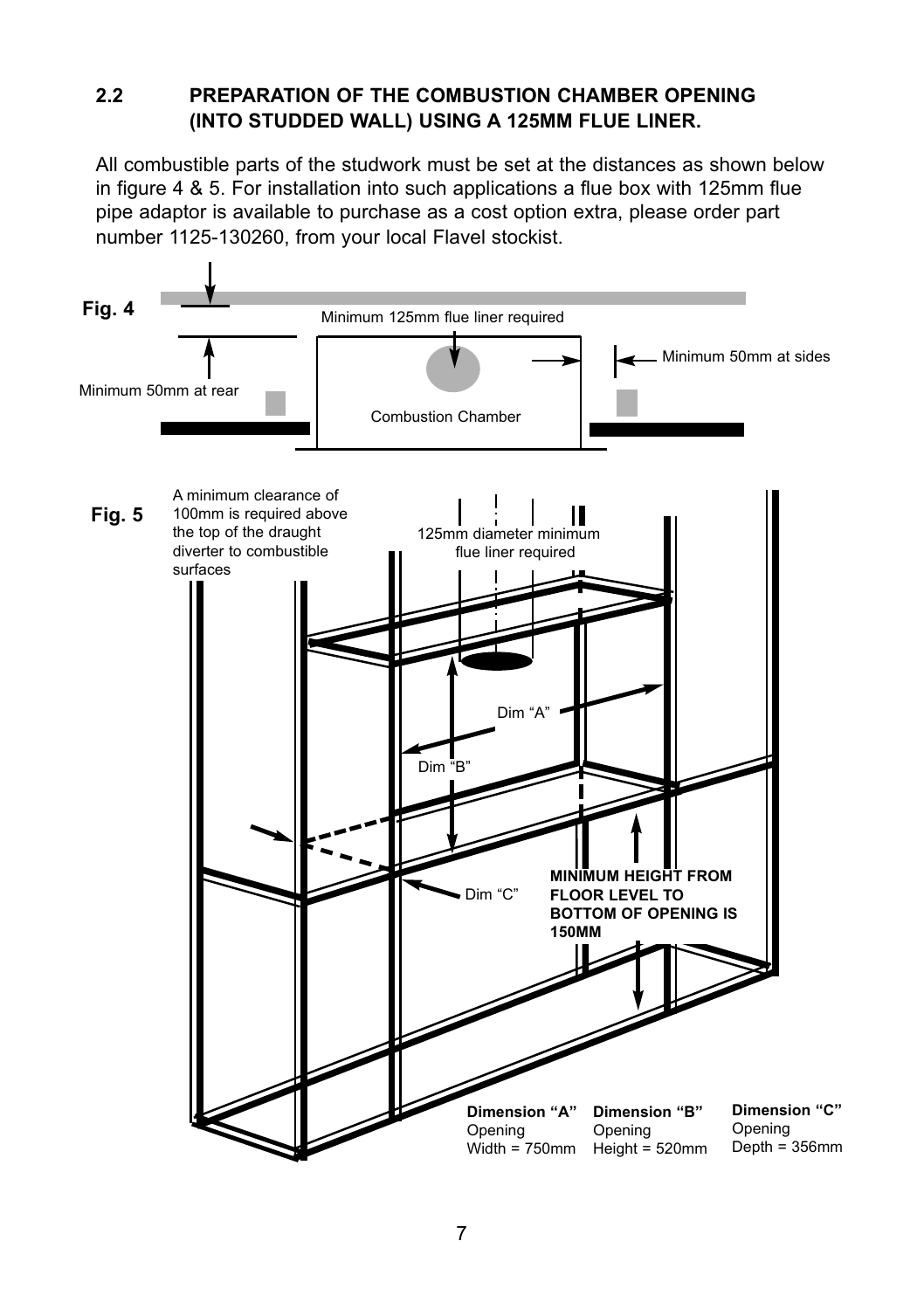## 2.2 PREPARATION OF THE COMBUSTION CHAMBER OPENING (INTO STUDDED WALL) USING A 125MM FLUE LINER.

All combustible parts of the studwork must be set at the distances as shown below in figure 4 & 5. For installation into such applications a flue box with 125mm flue pipe adaptor is available to purchase as a cost option extra, please order part number 1125-130260, from your local Flavel stockist.

**Fig. 4**

Minimum 125mm flue liner required

Minimum 50mm at sides

Minimum 50mm at rear

Combustion Chamber

**Fig. 5**

A minimum clearance of 100mm is required above the top of the draught diverter to combustible surfaces

125mm diameter minimum flue liner required

Dim "A"

Dim "B"

Dim "C"

**MINIMUM HEIGHT FROM FLOOR LEVEL TO BOTTOM OF OPENING IS 150MM**

| **Dimension "A"** | **Dimension "B"** | **Dimension "C"** |
|---|---|---|
| Opening Width = 750mm | Opening Height = 520mm | Opening Depth = 356mm |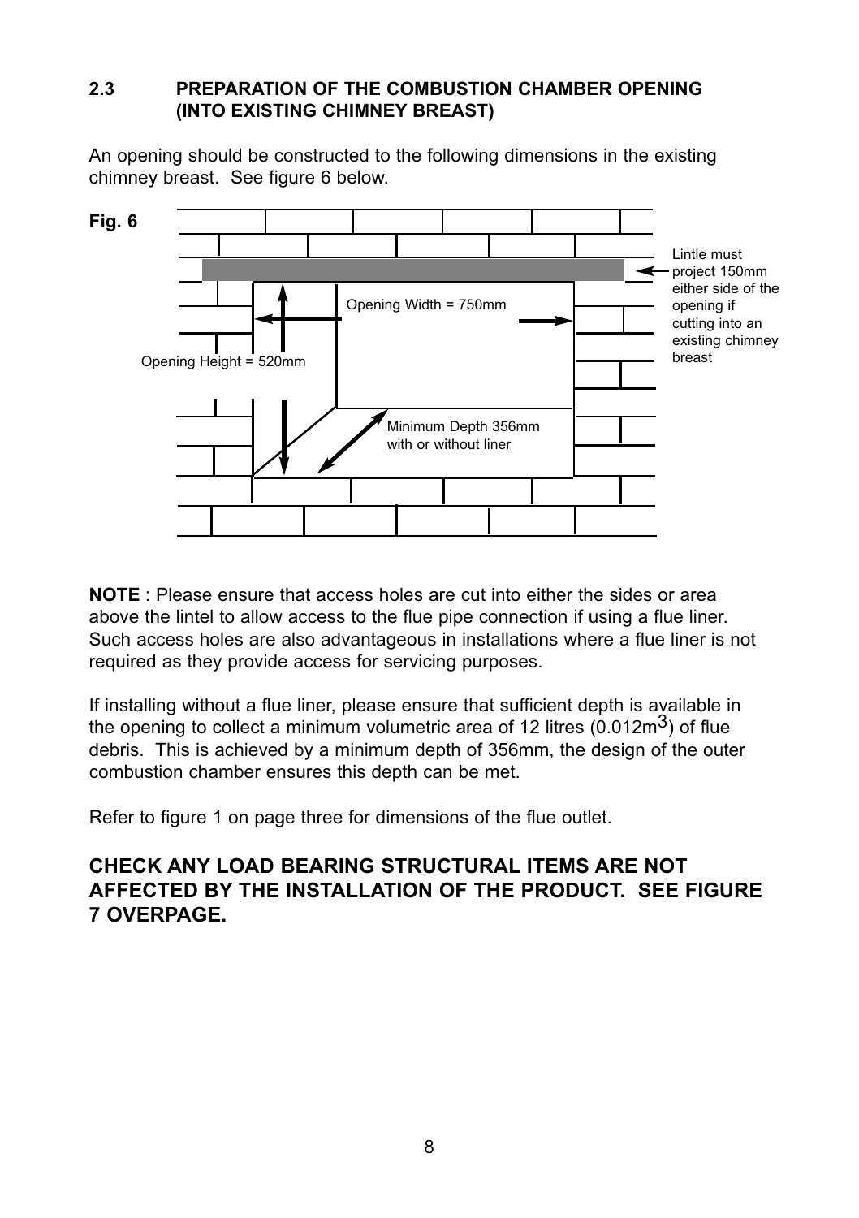## 2.3 PREPARATION OF THE COMBUSTION CHAMBER OPENING (INTO EXISTING CHIMNEY BREAST)

An opening should be constructed to the following dimensions in the existing chimney breast. See figure 6 below.

**Fig. 6**

Opening Width = 750mm

Opening Height = 520mm

Minimum Depth 356mm with or without liner

Lintle must project 150mm either side of the opening if cutting into an existing chimney breast

**NOTE** : Please ensure that access holes are cut into either the sides or area above the lintel to allow access to the flue pipe connection if using a flue liner. Such access holes are also advantageous in installations where a flue liner is not required as they provide access for servicing purposes.

If installing without a flue liner, please ensure that sufficient depth is available in the opening to collect a minimum volumetric area of 12 litres ($0.012m^3$) of flue debris. This is achieved by a minimum depth of 356mm, the design of the outer combustion chamber ensures this depth can be met.

Refer to figure 1 on page three for dimensions of the flue outlet.

**CHECK ANY LOAD BEARING STRUCTURAL ITEMS ARE NOT AFFECTED BY THE INSTALLATION OF THE PRODUCT. SEE FIGURE 7 OVERPAGE.**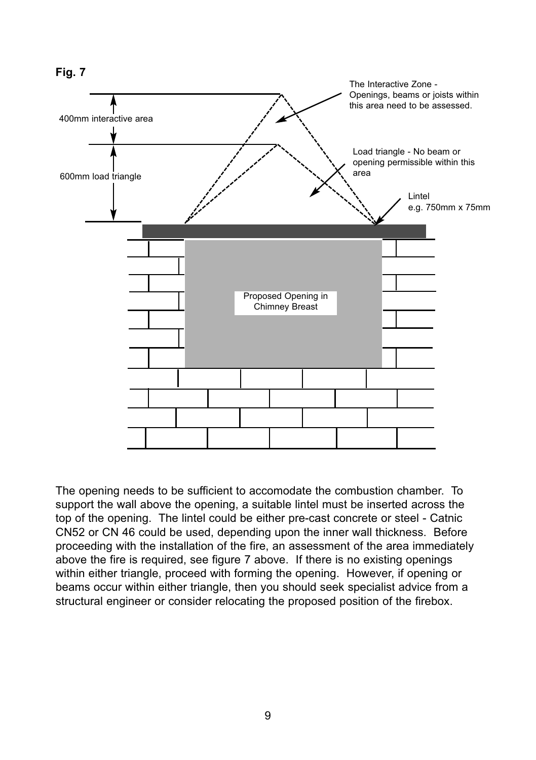**Fig. 7**

400mm interactive area

600mm load triangle

The Interactive Zone - Openings, beams or joists within this area need to be assessed.

Load triangle - No beam or opening permissible within this area

Lintel
e.g. 750mm x 75mm

Proposed Opening in Chimney Breast

The opening needs to be sufficient to accomodate the combustion chamber. To support the wall above the opening, a suitable lintel must be inserted across the top of the opening. The lintel could be either pre-cast concrete or steel - Catnic CN52 or CN 46 could be used, depending upon the inner wall thickness. Before proceeding with the installation of the fire, an assessment of the area immediately above the fire is required, see figure 7 above. If there is no existing openings within either triangle, proceed with forming the opening. However, if opening or beams occur within either triangle, then you should seek specialist advice from a structural engineer or consider relocating the proposed position of the firebox.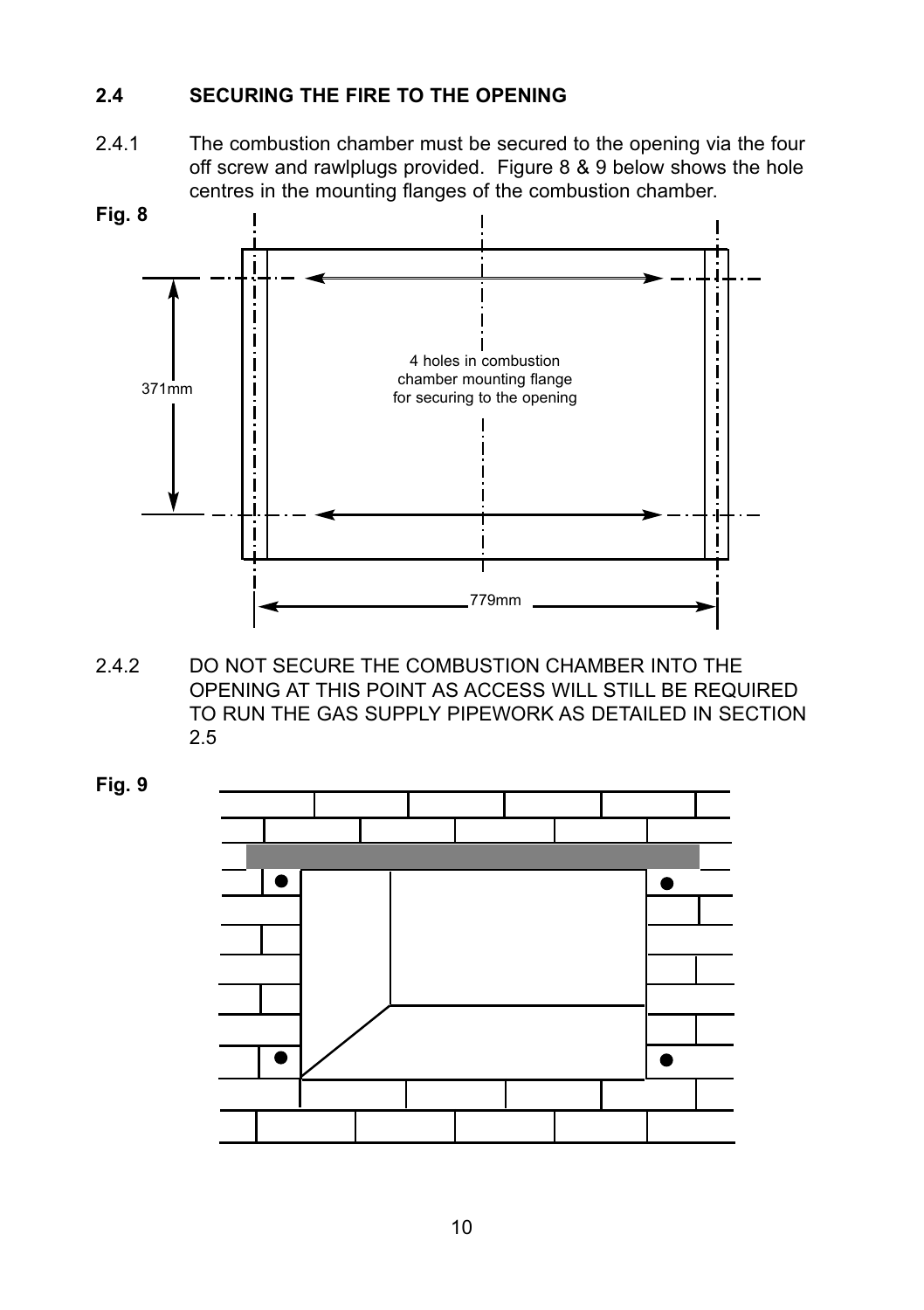## 2.4 SECURING THE FIRE TO THE OPENING

2.4.1 The combustion chamber must be secured to the opening via the four off screw and rawlplugs provided. Figure 8 & 9 below shows the hole centres in the mounting flanges of the combustion chamber.

**Fig. 8**

371mm

4 holes in combustion chamber mounting flange for securing to the opening

779mm

2.4.2 DO NOT SECURE THE COMBUSTION CHAMBER INTO THE OPENING AT THIS POINT AS ACCESS WILL STILL BE REQUIRED TO RUN THE GAS SUPPLY PIPEWORK AS DETAILED IN SECTION 2.5

**Fig. 9**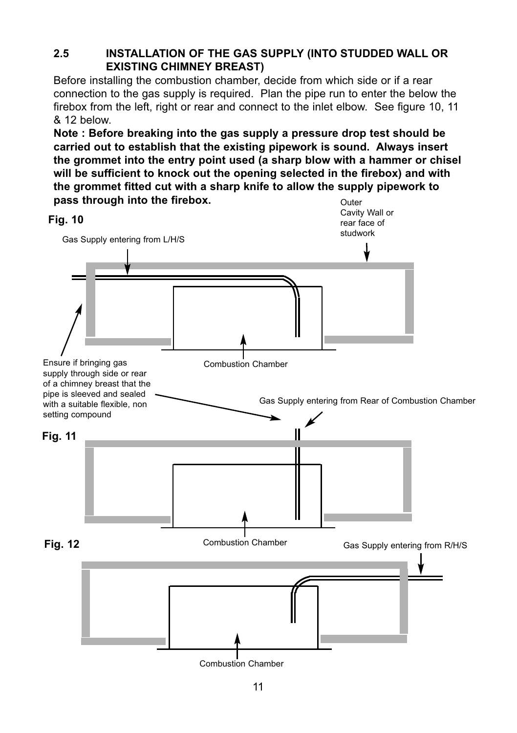## 2.5 INSTALLATION OF THE GAS SUPPLY (INTO STUDDED WALL OR EXISTING CHIMNEY BREAST)

Before installing the combustion chamber, decide from which side or if a rear connection to the gas supply is required. Plan the pipe run to enter the below the firebox from the left, right or rear and connect to the inlet elbow. See figure 10, 11 & 12 below.

**Note : Before breaking into the gas supply a pressure drop test should be carried out to establish that the existing pipework is sound. Always insert the grommet into the entry point used (a sharp blow with a hammer or chisel will be sufficient to knock out the opening selected in the firebox) and with the grommet fitted cut with a sharp knife to allow the supply pipework to pass through into the firebox.**

**Fig. 10**

Gas Supply entering from L/H/S

Outer Cavity Wall or rear face of studwork

Combustion Chamber

Ensure if bringing gas supply through side or rear of a chimney breast that the pipe is sleeved and sealed with a suitable flexible, non setting compound

Gas Supply entering from Rear of Combustion Chamber

**Fig. 11**

Combustion Chamber

**Fig. 12**

Gas Supply entering from R/H/S

Combustion Chamber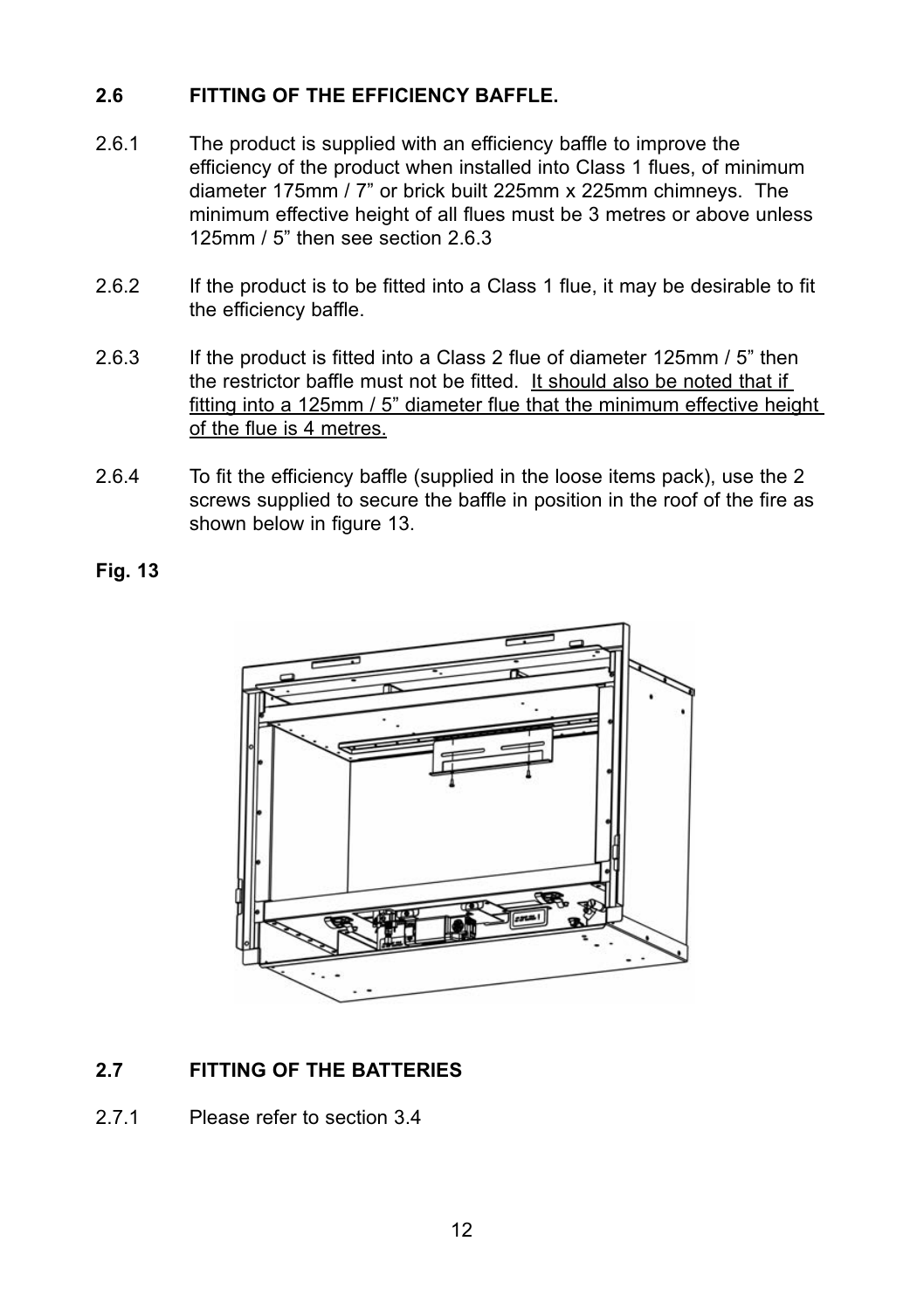## 2.6 FITTING OF THE EFFICIENCY BAFFLE.

2.6.1 The product is supplied with an efficiency baffle to improve the efficiency of the product when installed into Class 1 flues, of minimum diameter 175mm / 7” or brick built 225mm x 225mm chimneys. The minimum effective height of all flues must be 3 metres or above unless 125mm / 5” then see section 2.6.3

2.6.2 If the product is to be fitted into a Class 1 flue, it may be desirable to fit the efficiency baffle.

2.6.3 If the product is fitted into a Class 2 flue of diameter 125mm / 5” then the restrictor baffle must not be fitted. <u>It should also be noted that if fitting into a 125mm / 5” diameter flue that the minimum effective height of the flue is 4 metres.</u>

2.6.4 To fit the efficiency baffle (supplied in the loose items pack), use the 2 screws supplied to secure the baffle in position in the roof of the fire as shown below in figure 13.

**Fig. 13**

## 2.7 FITTING OF THE BATTERIES

2.7.1 Please refer to section 3.4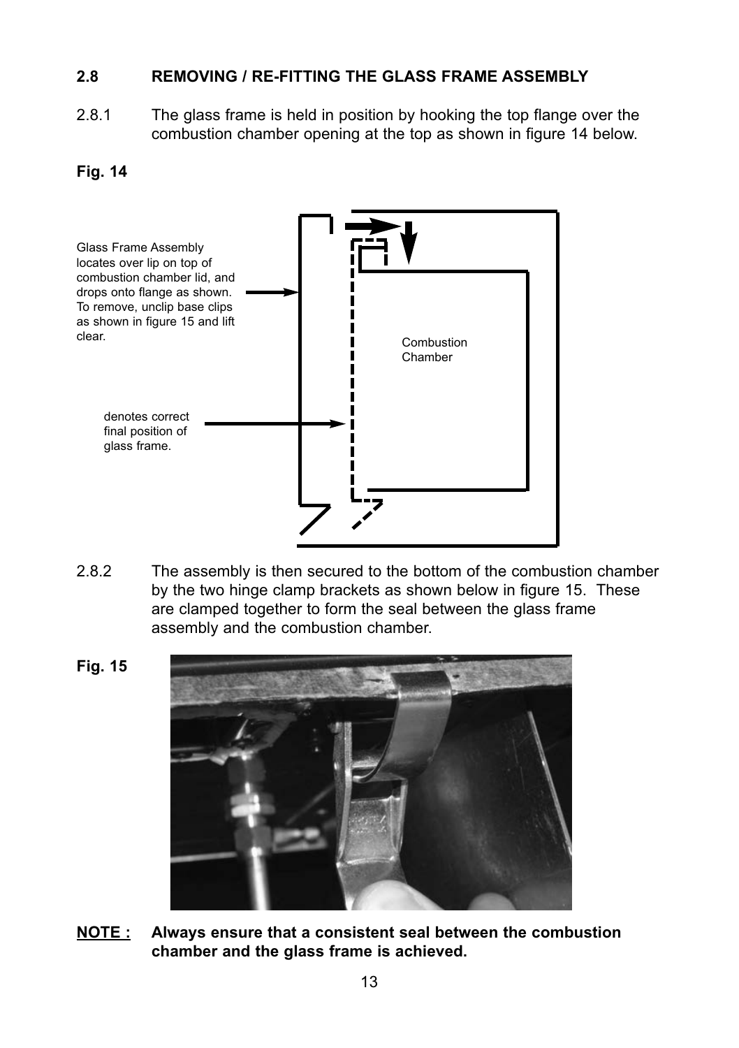## 2.8 REMOVING / RE-FITTING THE GLASS FRAME ASSEMBLY

2.8.1 The glass frame is held in position by hooking the top flange over the combustion chamber opening at the top as shown in figure 14 below.

**Fig. 14**

Glass Frame Assembly locates over lip on top of combustion chamber lid, and drops onto flange as shown. To remove, unclip base clips as shown in figure 15 and lift clear.

Combustion Chamber

denotes correct final position of glass frame.

2.8.2 The assembly is then secured to the bottom of the combustion chamber by the two hinge clamp brackets as shown below in figure 15. These are clamped together to form the seal between the glass frame assembly and the combustion chamber.

**Fig. 15**

**NOTE : Always ensure that a consistent seal between the combustion chamber and the glass frame is achieved.**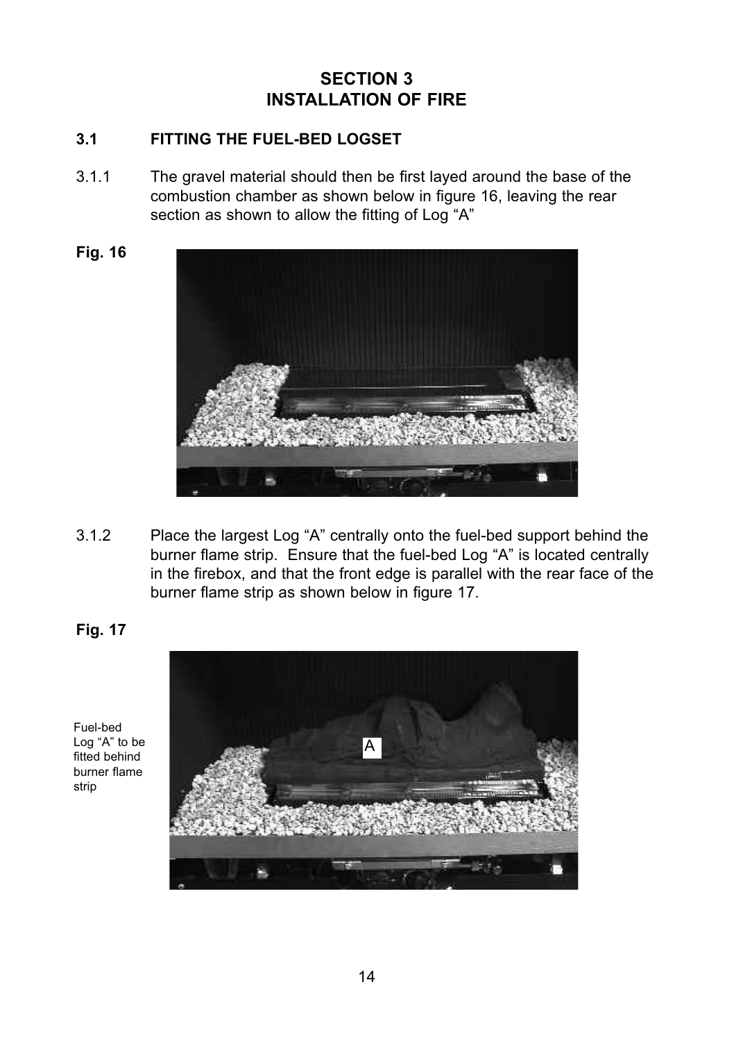# SECTION 3
# INSTALLATION OF FIRE

## 3.1 FITTING THE FUEL-BED LOGSET

3.1.1 The gravel material should then be first layed around the base of the combustion chamber as shown below in figure 16, leaving the rear section as shown to allow the fitting of Log "A"

**Fig. 16**

3.1.2 Place the largest Log "A" centrally onto the fuel-bed support behind the burner flame strip. Ensure that the fuel-bed Log "A" is located centrally in the firebox, and that the front edge is parallel with the rear face of the burner flame strip as shown below in figure 17.

**Fig. 17**

Fuel-bed Log "A" to be fitted behind burner flame strip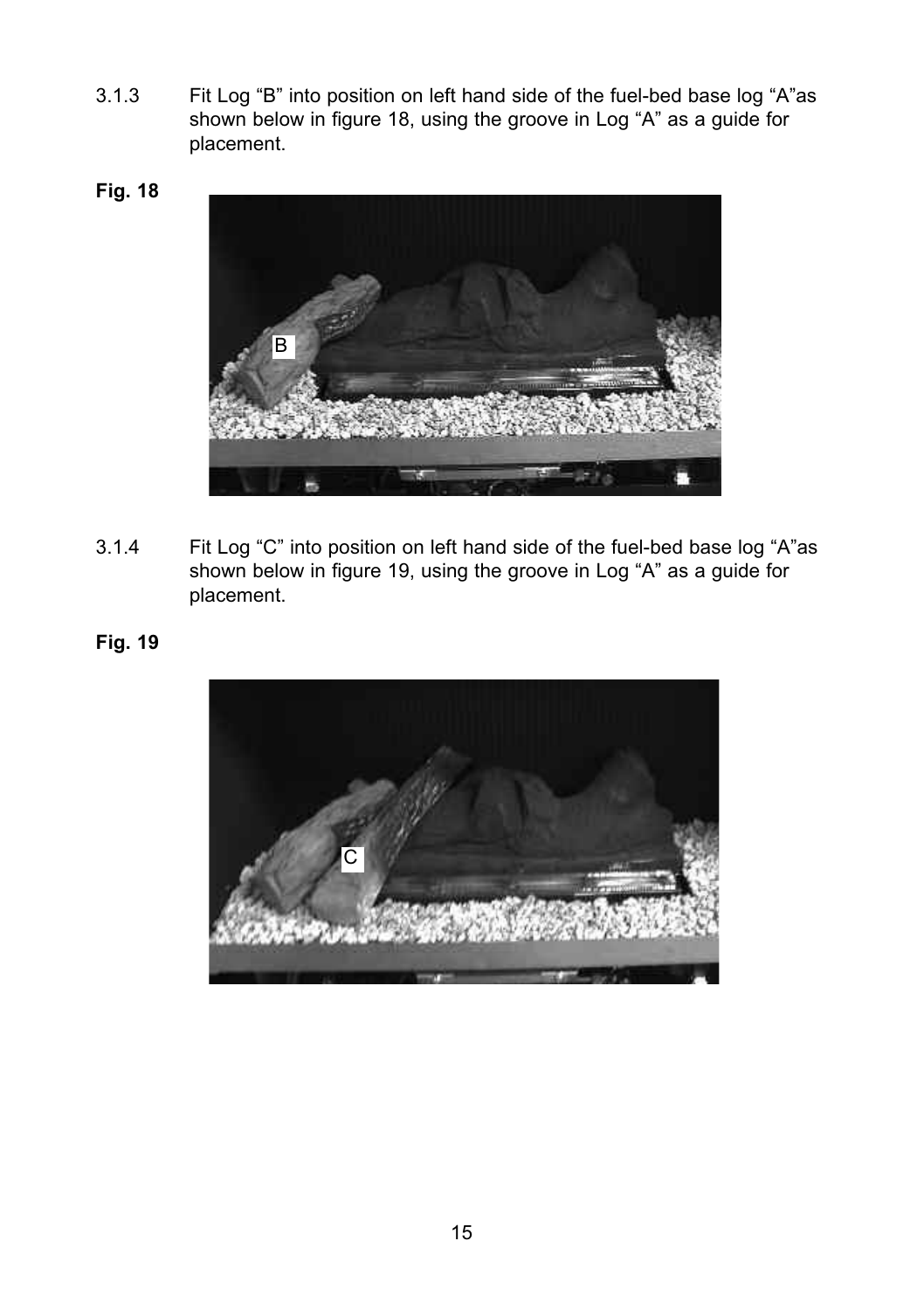3.1.3 Fit Log “B” into position on left hand side of the fuel-bed base log “A”as shown below in figure 18, using the groove in Log “A” as a guide for placement.

**Fig. 18**

3.1.4 Fit Log “C” into position on left hand side of the fuel-bed base log “A”as shown below in figure 19, using the groove in Log “A” as a guide for placement.

**Fig. 19**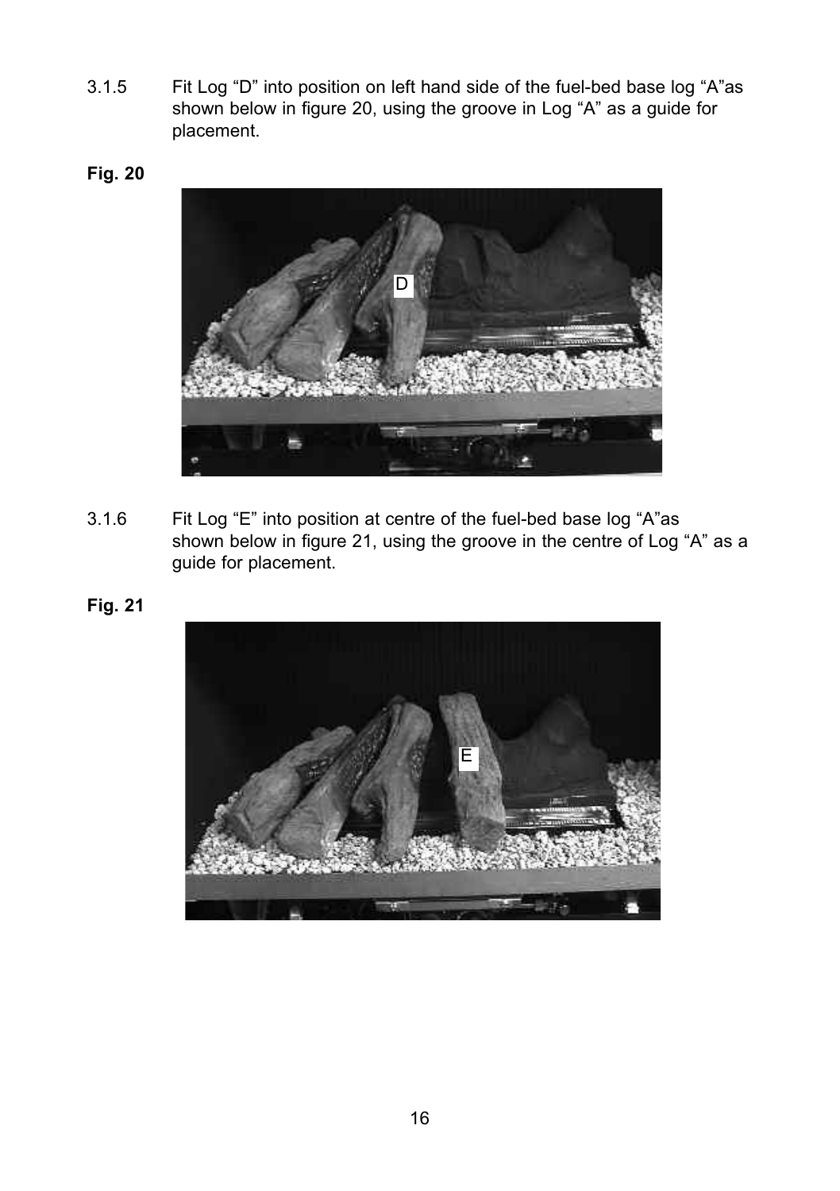3.1.5 Fit Log “D” into position on left hand side of the fuel-bed base log “A”as shown below in figure 20, using the groove in Log “A” as a guide for placement.

**Fig. 20**

3.1.6 Fit Log “E” into position at centre of the fuel-bed base log “A”as shown below in figure 21, using the groove in the centre of Log “A” as a guide for placement.

**Fig. 21**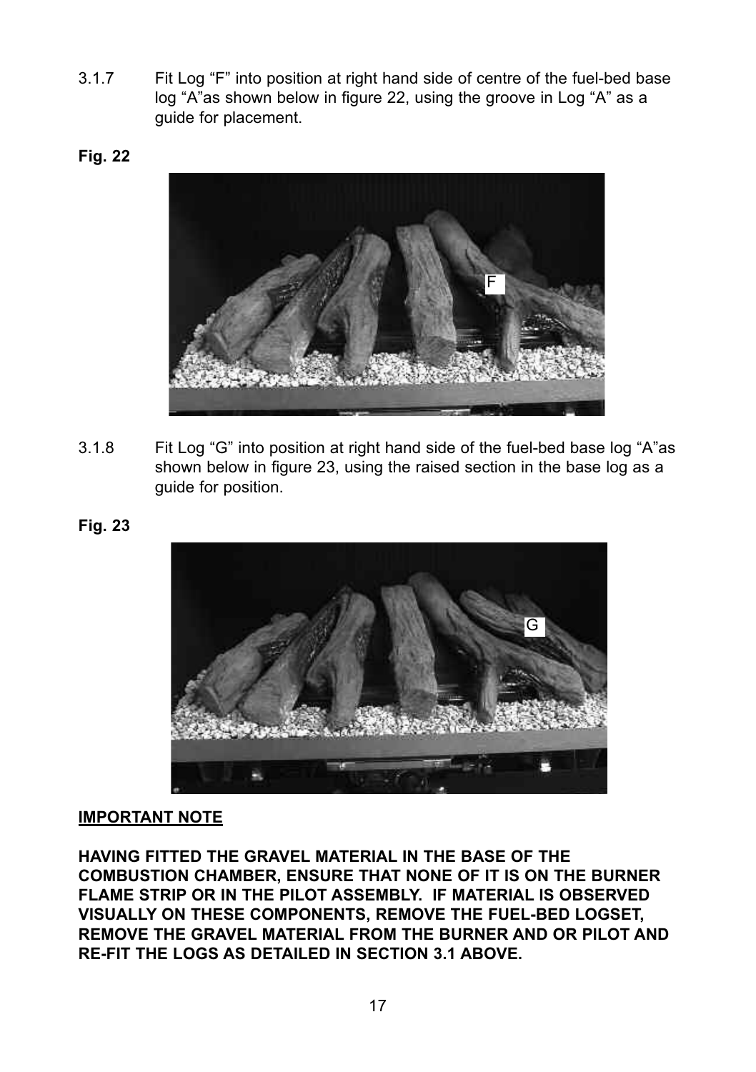3.1.7 Fit Log “F” into position at right hand side of centre of the fuel-bed base log “A”as shown below in figure 22, using the groove in Log “A” as a guide for placement.

**Fig. 22**

3.1.8 Fit Log “G” into position at right hand side of the fuel-bed base log “A”as shown below in figure 23, using the raised section in the base log as a guide for position.

**Fig. 23**

**IMPORTANT NOTE**

**HAVING FITTED THE GRAVEL MATERIAL IN THE BASE OF THE COMBUSTION CHAMBER, ENSURE THAT NONE OF IT IS ON THE BURNER FLAME STRIP OR IN THE PILOT ASSEMBLY. IF MATERIAL IS OBSERVED VISUALLY ON THESE COMPONENTS, REMOVE THE FUEL-BED LOGSET, REMOVE THE GRAVEL MATERIAL FROM THE BURNER AND OR PILOT AND RE-FIT THE LOGS AS DETAILED IN SECTION 3.1 ABOVE.**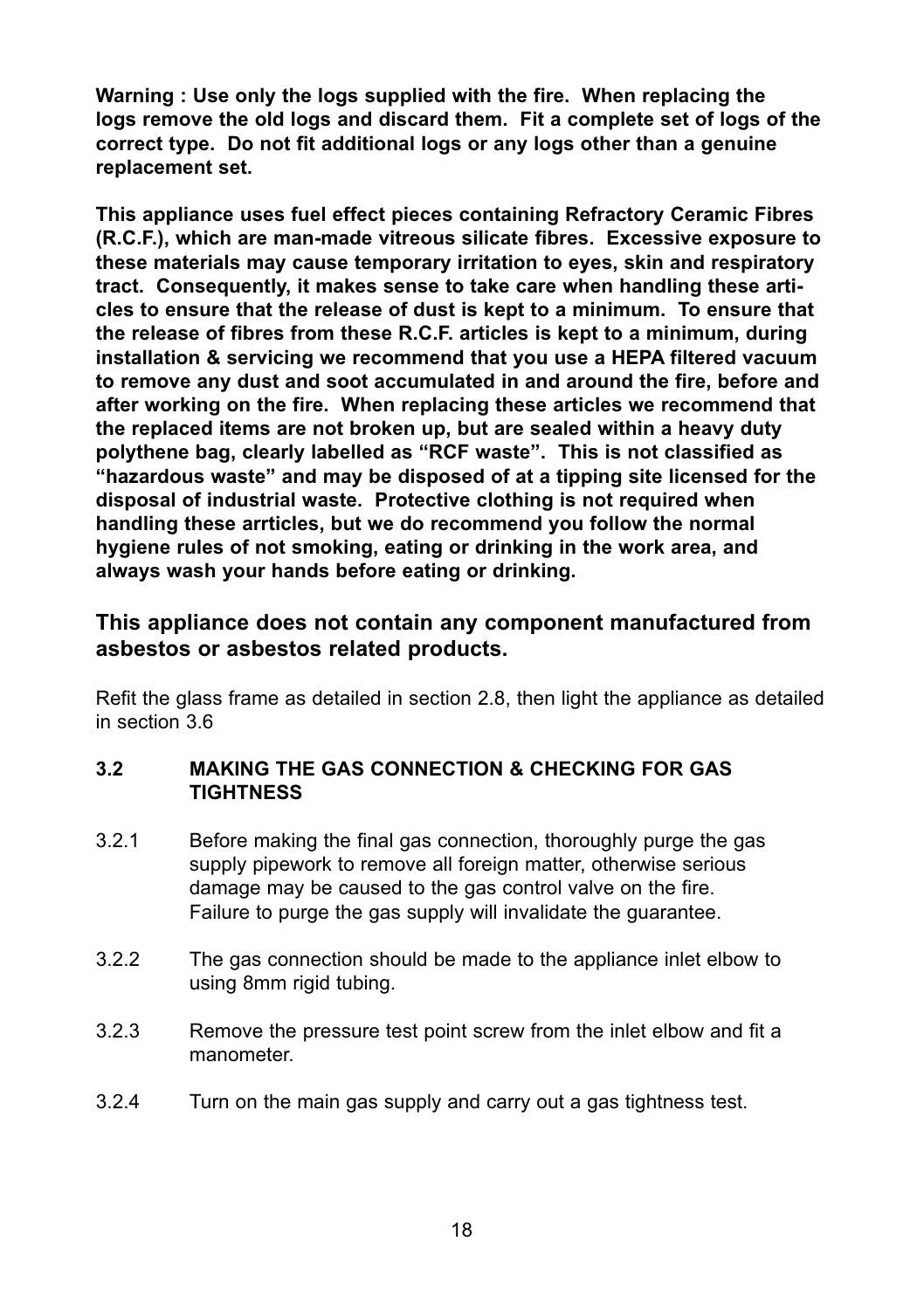**Warning : Use only the logs supplied with the fire. When replacing the logs remove the old logs and discard them. Fit a complete set of logs of the correct type. Do not fit additional logs or any logs other than a genuine replacement set.**

**This appliance uses fuel effect pieces containing Refractory Ceramic Fibres (R.C.F.), which are man-made vitreous silicate fibres. Excessive exposure to these materials may cause temporary irritation to eyes, skin and respiratory tract. Consequently, it makes sense to take care when handling these articles to ensure that the release of dust is kept to a minimum. To ensure that the release of fibres from these R.C.F. articles is kept to a minimum, during installation & servicing we recommend that you use a HEPA filtered vacuum to remove any dust and soot accumulated in and around the fire, before and after working on the fire. When replacing these articles we recommend that the replaced items are not broken up, but are sealed within a heavy duty polythene bag, clearly labelled as “RCF waste”. This is not classified as “hazardous waste” and may be disposed of at a tipping site licensed for the disposal of industrial waste. Protective clothing is not required when handling these arrticles, but we do recommend you follow the normal hygiene rules of not smoking, eating or drinking in the work area, and always wash your hands before eating or drinking.**

**This appliance does not contain any component manufactured from asbestos or asbestos related products.**

Refit the glass frame as detailed in section 2.8, then light the appliance as detailed in section 3.6

### 3.2 MAKING THE GAS CONNECTION & CHECKING FOR GAS TIGHTNESS

3.2.1 Before making the final gas connection, thoroughly purge the gas supply pipework to remove all foreign matter, otherwise serious damage may be caused to the gas control valve on the fire. Failure to purge the gas supply will invalidate the guarantee.

3.2.2 The gas connection should be made to the appliance inlet elbow to using 8mm rigid tubing.

3.2.3 Remove the pressure test point screw from the inlet elbow and fit a manometer.

3.2.4 Turn on the main gas supply and carry out a gas tightness test.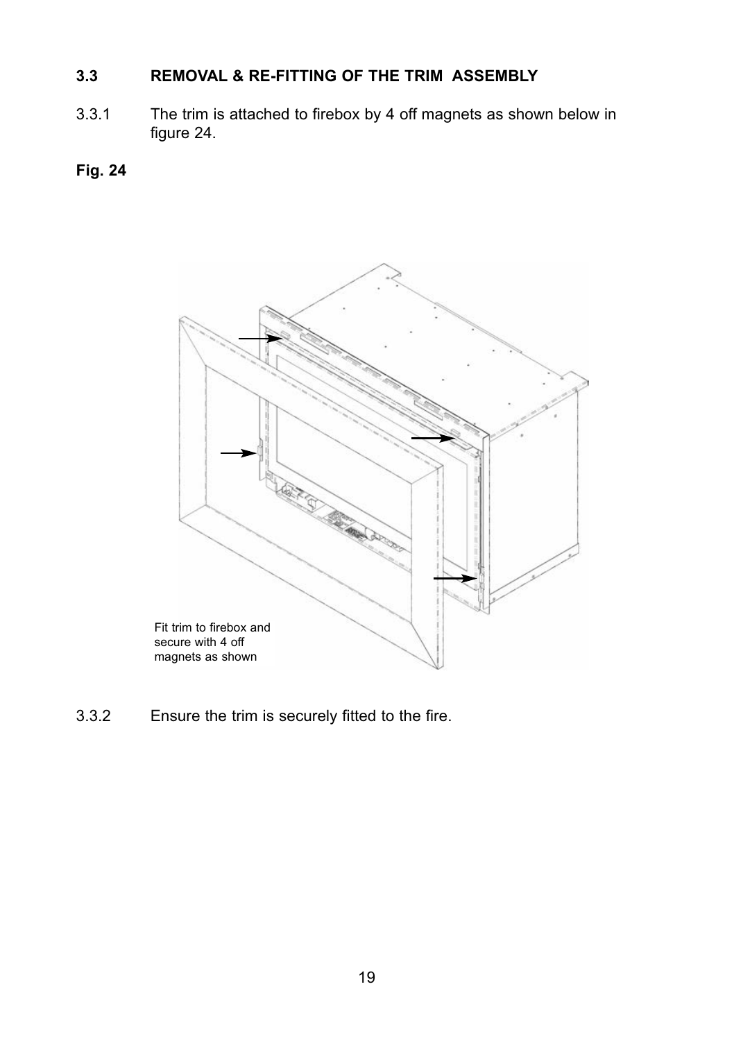### 3.3 REMOVAL & RE-FITTING OF THE TRIM ASSEMBLY

3.3.1 The trim is attached to firebox by 4 off magnets as shown below in figure 24.

**Fig. 24**

Fit trim to firebox and secure with 4 off magnets as shown

3.3.2 Ensure the trim is securely fitted to the fire.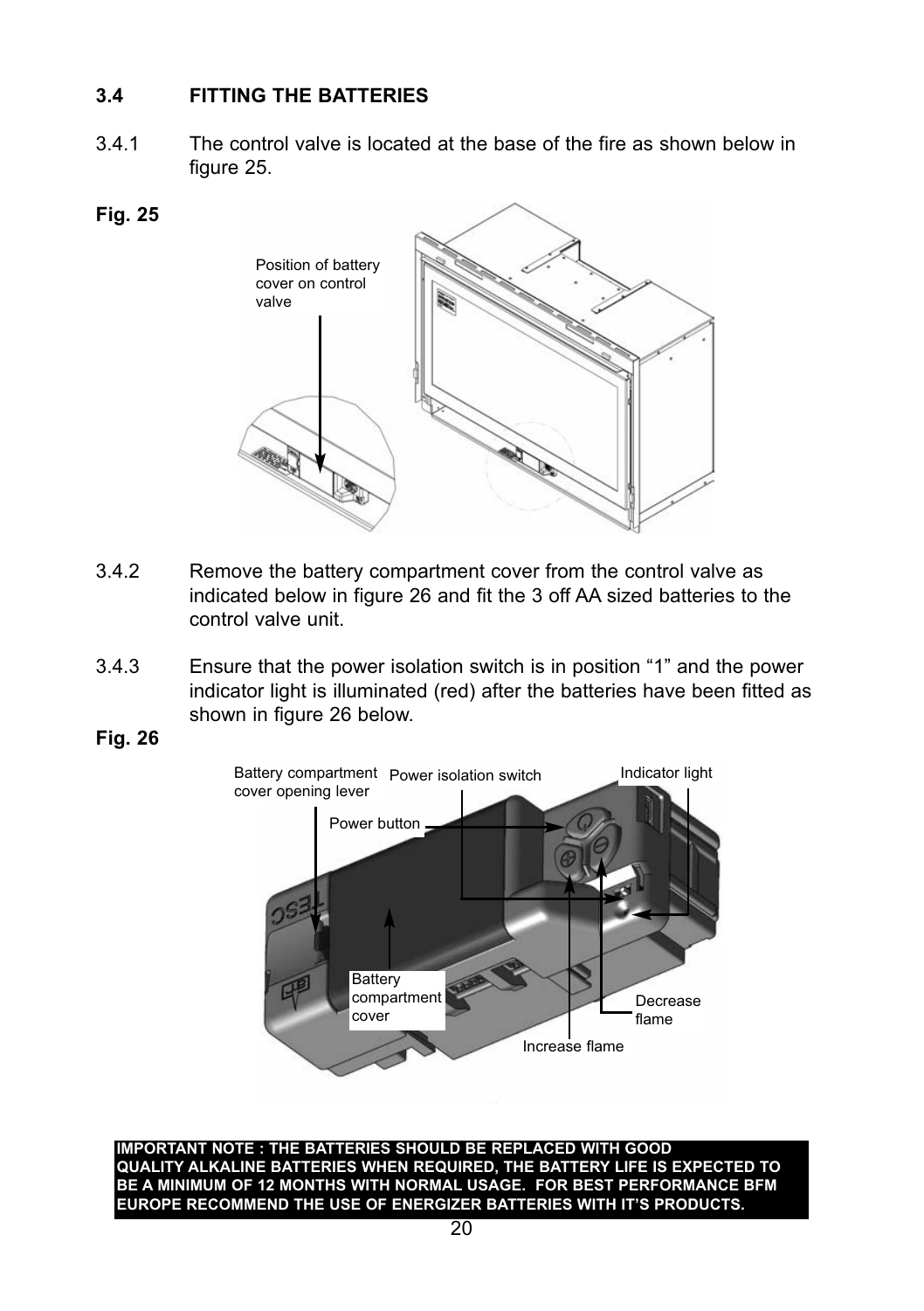### 3.4 FITTING THE BATTERIES

3.4.1 The control valve is located at the base of the fire as shown below in figure 25.

**Fig. 25**

Position of battery cover on control valve

3.4.2 Remove the battery compartment cover from the control valve as indicated below in figure 26 and fit the 3 off AA sized batteries to the control valve unit.

3.4.3 Ensure that the power isolation switch is in position “1” and the power indicator light is illuminated (red) after the batteries have been fitted as shown in figure 26 below.

**Fig. 26**

Battery compartment cover opening lever

Power isolation switch

Indicator light

Power button

Battery compartment cover

Decrease flame

Increase flame

**IMPORTANT NOTE : THE BATTERIES SHOULD BE REPLACED WITH GOOD QUALITY ALKALINE BATTERIES WHEN REQUIRED, THE BATTERY LIFE IS EXPECTED TO BE A MINIMUM OF 12 MONTHS WITH NORMAL USAGE. FOR BEST PERFORMANCE BFM EUROPE RECOMMEND THE USE OF ENERGIZER BATTERIES WITH IT’S PRODUCTS.**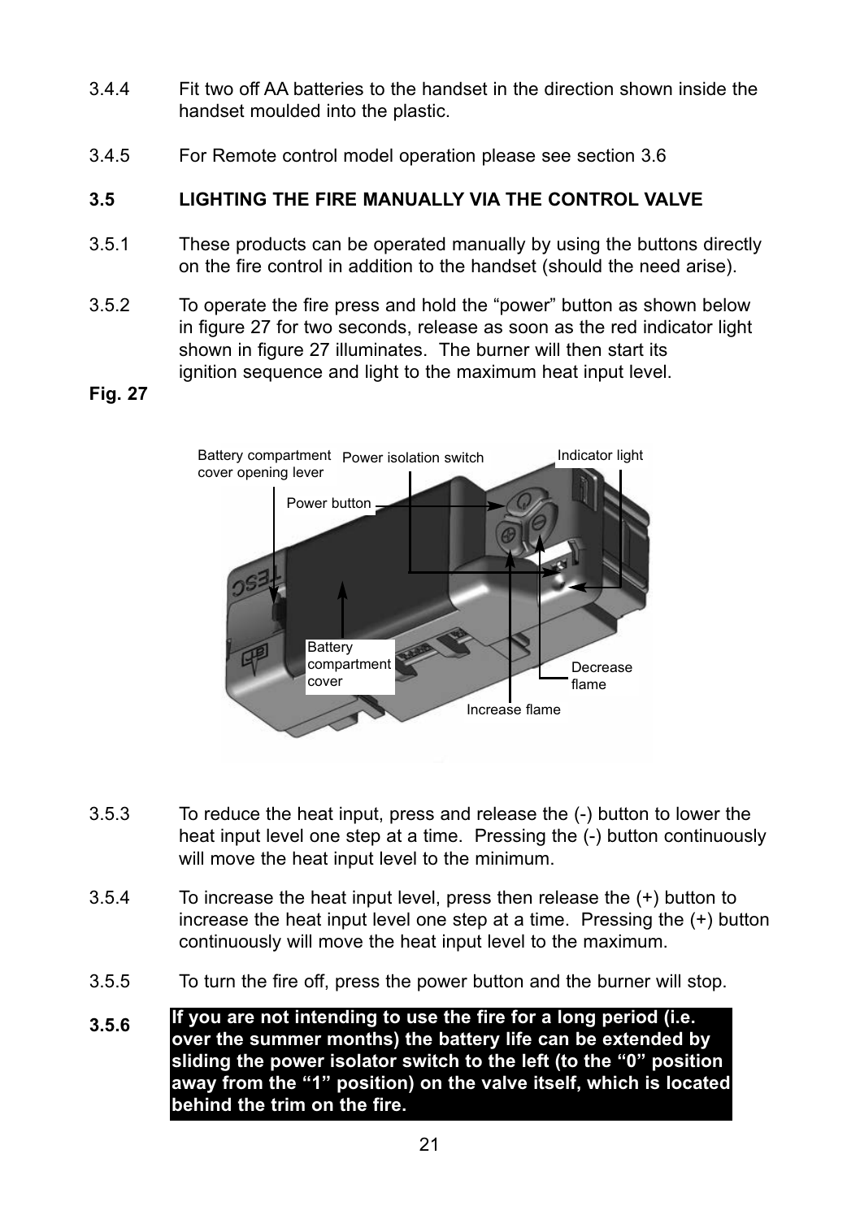3.4.4 Fit two off AA batteries to the handset in the direction shown inside the handset moulded into the plastic.

3.4.5 For Remote control model operation please see section 3.6

### 3.5 LIGHTING THE FIRE MANUALLY VIA THE CONTROL VALVE

3.5.1 These products can be operated manually by using the buttons directly on the fire control in addition to the handset (should the need arise).

3.5.2 To operate the fire press and hold the “power” button as shown below in figure 27 for two seconds, release as soon as the red indicator light shown in figure 27 illuminates. The burner will then start its ignition sequence and light to the maximum heat input level.

**Fig. 27**

Battery compartment cover opening lever

Power isolation switch

Indicator light

Power button

Battery compartment cover

Decrease flame

Increase flame

3.5.3 To reduce the heat input, press and release the (-) button to lower the heat input level one step at a time. Pressing the (-) button continuously will move the heat input level to the minimum.

3.5.4 To increase the heat input level, press then release the (+) button to increase the heat input level one step at a time. Pressing the (+) button continuously will move the heat input level to the maximum.

3.5.5 To turn the fire off, press the power button and the burner will stop.

**3.5.6** **If you are not intending to use the fire for a long period (i.e. over the summer months) the battery life can be extended by sliding the power isolator switch to the left (to the “0” position away from the “1” position) on the valve itself, which is located behind the trim on the fire.**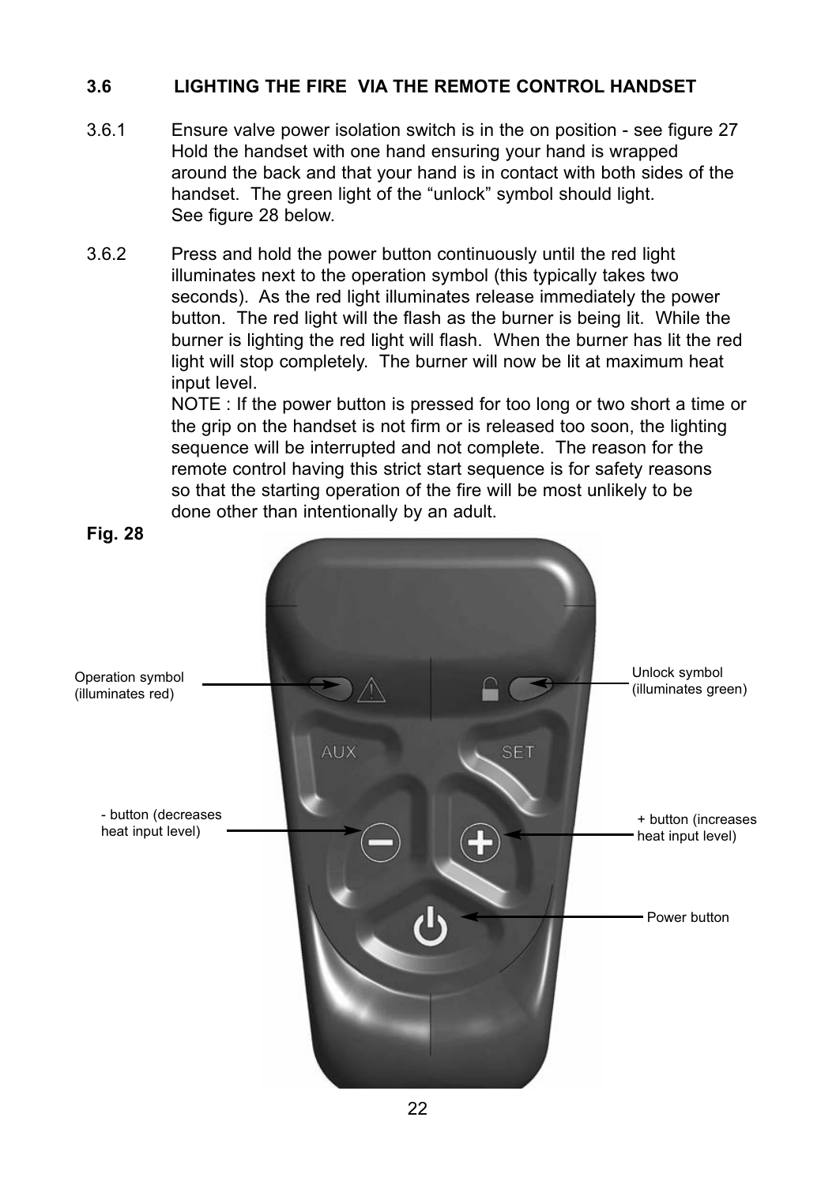### 3.6 LIGHTING THE FIRE VIA THE REMOTE CONTROL HANDSET

3.6.1 Ensure valve power isolation switch is in the on position - see figure 27 Hold the handset with one hand ensuring your hand is wrapped around the back and that your hand is in contact with both sides of the handset. The green light of the "unlock" symbol should light. See figure 28 below.

3.6.2 Press and hold the power button continuously until the red light illuminates next to the operation symbol (this typically takes two seconds). As the red light illuminates release immediately the power button. The red light will the flash as the burner is being lit. While the burner is lighting the red light will flash. When the burner has lit the red light will stop completely. The burner will now be lit at maximum heat input level.

NOTE : If the power button is pressed for too long or two short a time or the grip on the handset is not firm or is released too soon, the lighting sequence will be interrupted and not complete. The reason for the remote control having this strict start sequence is for safety reasons so that the starting operation of the fire will be most unlikely to be done other than intentionally by an adult.

**Fig. 28**

Operation symbol (illuminates red)

Unlock symbol (illuminates green)

- button (decreases heat input level)

+ button (increases heat input level)

Power button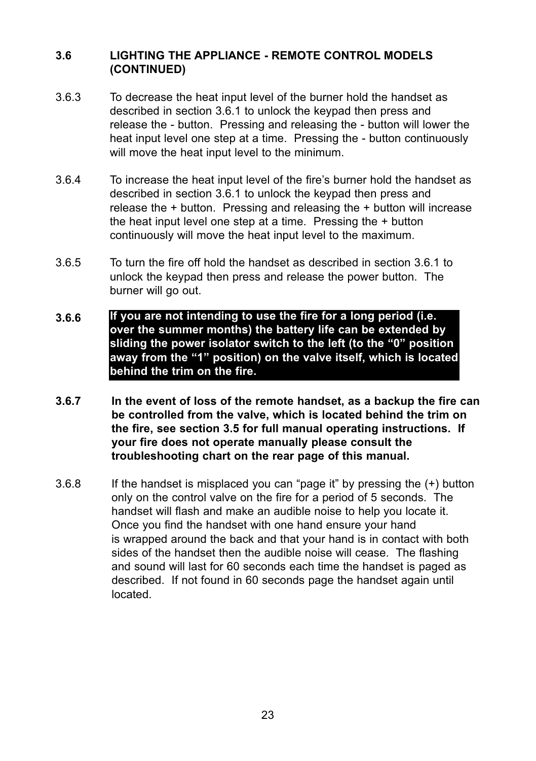### 3.6 LIGHTING THE APPLIANCE - REMOTE CONTROL MODELS (CONTINUED)

3.6.3 To decrease the heat input level of the burner hold the handset as described in section 3.6.1 to unlock the keypad then press and release the - button. Pressing and releasing the - button will lower the heat input level one step at a time. Pressing the - button continuously will move the heat input level to the minimum.

3.6.4 To increase the heat input level of the fire's burner hold the handset as described in section 3.6.1 to unlock the keypad then press and release the + button. Pressing and releasing the + button will increase the heat input level one step at a time. Pressing the + button continuously will move the heat input level to the maximum.

3.6.5 To turn the fire off hold the handset as described in section 3.6.1 to unlock the keypad then press and release the power button. The burner will go out.

**3.6.6 If you are not intending to use the fire for a long period (i.e. over the summer months) the battery life can be extended by sliding the power isolator switch to the left (to the "0" position away from the "1" position) on the valve itself, which is located behind the trim on the fire.**

**3.6.7 In the event of loss of the remote handset, as a backup the fire can be controlled from the valve, which is located behind the trim on the fire, see section 3.5 for full manual operating instructions. If your fire does not operate manually please consult the troubleshooting chart on the rear page of this manual.**

3.6.8 If the handset is misplaced you can "page it" by pressing the (+) button only on the control valve on the fire for a period of 5 seconds. The handset will flash and make an audible noise to help you locate it. Once you find the handset with one hand ensure your hand is wrapped around the back and that your hand is in contact with both sides of the handset then the audible noise will cease. The flashing and sound will last for 60 seconds each time the handset is paged as described. If not found in 60 seconds page the handset again until located.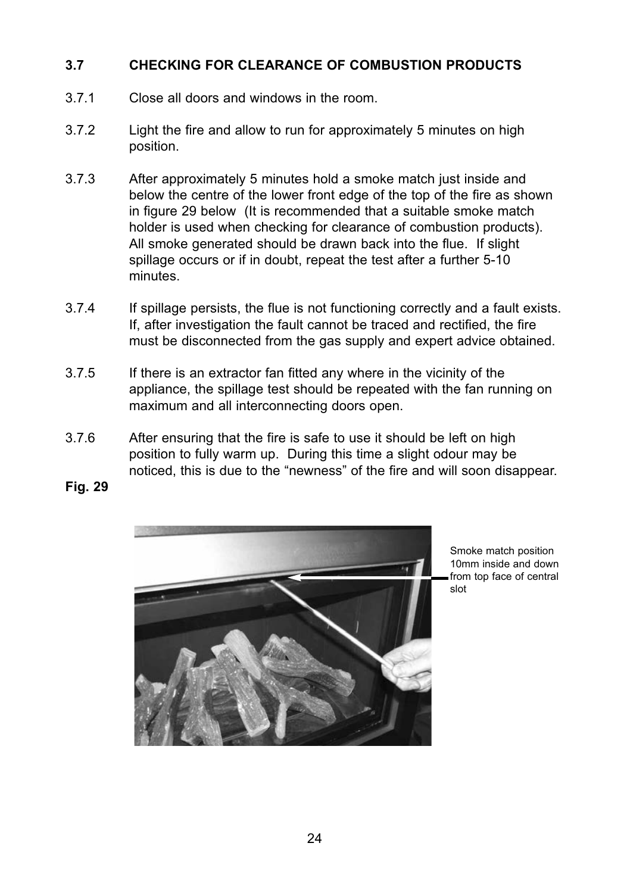### 3.7 CHECKING FOR CLEARANCE OF COMBUSTION PRODUCTS

3.7.1 Close all doors and windows in the room.

3.7.2 Light the fire and allow to run for approximately 5 minutes on high position.

3.7.3 After approximately 5 minutes hold a smoke match just inside and below the centre of the lower front edge of the top of the fire as shown in figure 29 below (It is recommended that a suitable smoke match holder is used when checking for clearance of combustion products). All smoke generated should be drawn back into the flue. If slight spillage occurs or if in doubt, repeat the test after a further 5-10 minutes.

3.7.4 If spillage persists, the flue is not functioning correctly and a fault exists. If, after investigation the fault cannot be traced and rectified, the fire must be disconnected from the gas supply and expert advice obtained.

3.7.5 If there is an extractor fan fitted any where in the vicinity of the appliance, the spillage test should be repeated with the fan running on maximum and all interconnecting doors open.

3.7.6 After ensuring that the fire is safe to use it should be left on high position to fully warm up. During this time a slight odour may be noticed, this is due to the "newness" of the fire and will soon disappear.

**Fig. 29**

Smoke match position 10mm inside and down from top face of central slot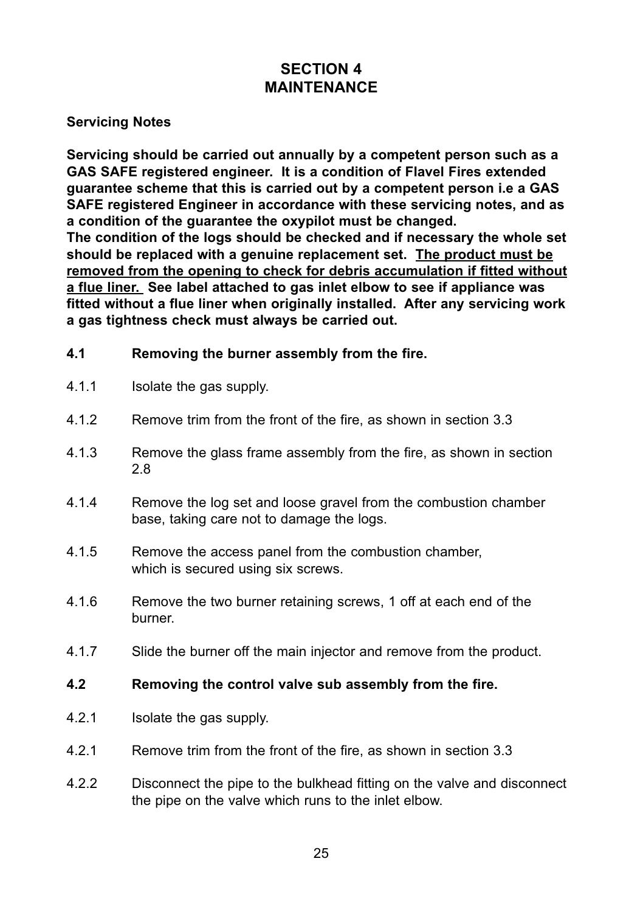# SECTION 4
# MAINTENANCE

**Servicing Notes**

**Servicing should be carried out annually by a competent person such as a GAS SAFE registered engineer. It is a condition of Flavel Fires extended guarantee scheme that this is carried out by a competent person i.e a GAS SAFE registered Engineer in accordance with these servicing notes, and as a condition of the guarantee the oxypilot must be changed.**
**The condition of the logs should be checked and if necessary the whole set should be replaced with a genuine replacement set. <u>The product must be removed from the opening to check for debris accumulation if fitted without a flue liner.</u> See label attached to gas inlet elbow to see if appliance was fitted without a flue liner when originally installed. After any servicing work a gas tightness check must always be carried out.**

**4.1 Removing the burner assembly from the fire.**

4.1.1 Isolate the gas supply.

4.1.2 Remove trim from the front of the fire, as shown in section 3.3

4.1.3 Remove the glass frame assembly from the fire, as shown in section 2.8

4.1.4 Remove the log set and loose gravel from the combustion chamber base, taking care not to damage the logs.

4.1.5 Remove the access panel from the combustion chamber, which is secured using six screws.

4.1.6 Remove the two burner retaining screws, 1 off at each end of the burner.

4.1.7 Slide the burner off the main injector and remove from the product.

**4.2 Removing the control valve sub assembly from the fire.**

4.2.1 Isolate the gas supply.

4.2.1 Remove trim from the front of the fire, as shown in section 3.3

4.2.2 Disconnect the pipe to the bulkhead fitting on the valve and disconnect the pipe on the valve which runs to the inlet elbow.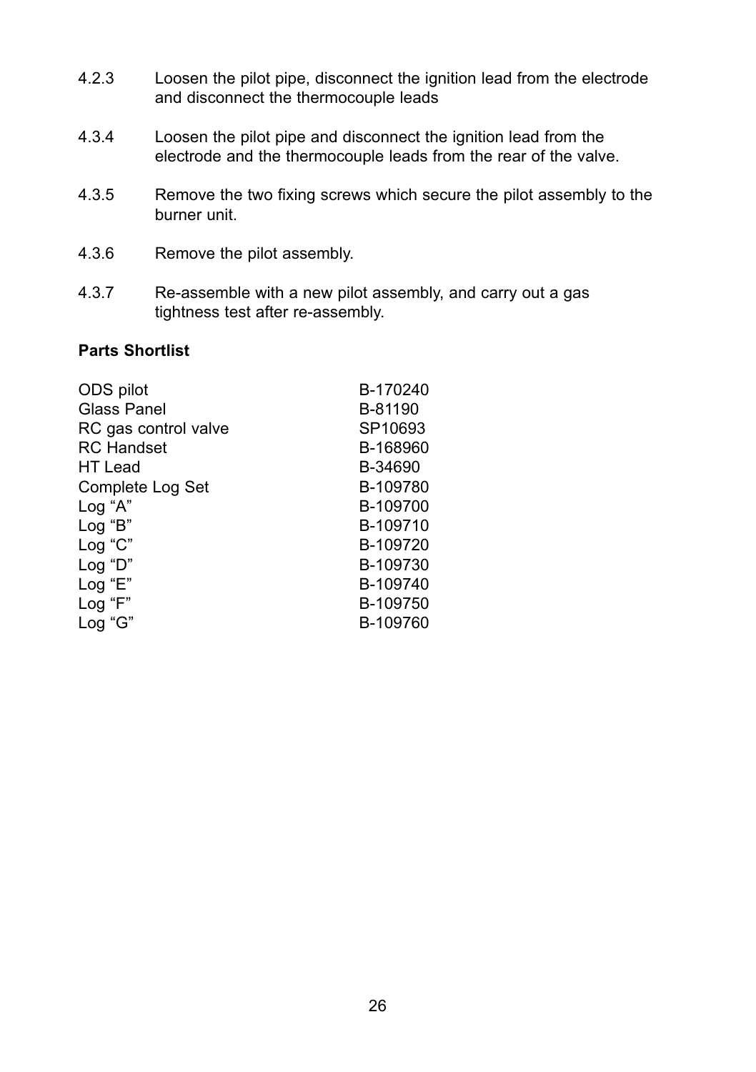4.2.3 Loosen the pilot pipe, disconnect the ignition lead from the electrode and disconnect the thermocouple leads

4.3.4 Loosen the pilot pipe and disconnect the ignition lead from the electrode and the thermocouple leads from the rear of the valve.

4.3.5 Remove the two fixing screws which secure the pilot assembly to the burner unit.

4.3.6 Remove the pilot assembly.

4.3.7 Re-assemble with a new pilot assembly, and carry out a gas tightness test after re-assembly.

**Parts Shortlist**

| | |
|---|---|
| ODS pilot | B-170240 |
| Glass Panel | B-81190 |
| RC gas control valve | SP10693 |
| RC Handset | B-168960 |
| HT Lead | B-34690 |
| Complete Log Set | B-109780 |
| Log “A” | B-109700 |
| Log “B” | B-109710 |
| Log “C” | B-109720 |
| Log “D” | B-109730 |
| Log “E” | B-109740 |
| Log “F” | B-109750 |
| Log “G” | B-109760 |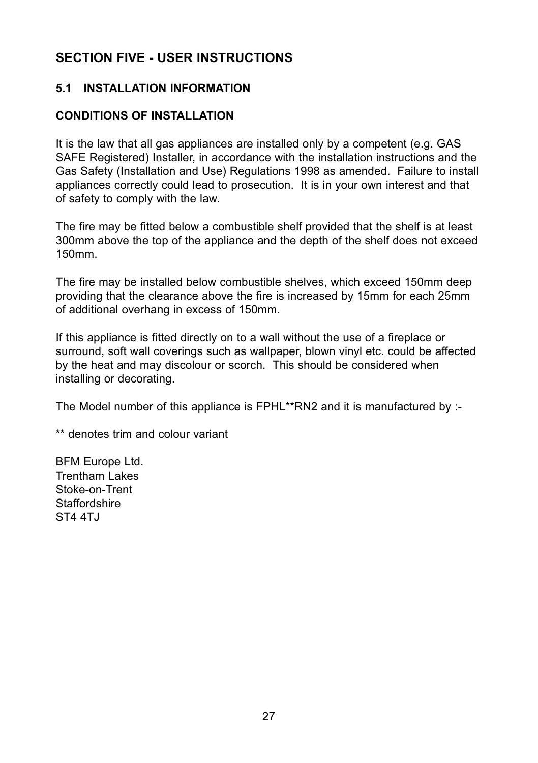## SECTION FIVE - USER INSTRUCTIONS

### 5.1 INSTALLATION INFORMATION

#### CONDITIONS OF INSTALLATION

It is the law that all gas appliances are installed only by a competent (e.g. GAS SAFE Registered) Installer, in accordance with the installation instructions and the Gas Safety (Installation and Use) Regulations 1998 as amended. Failure to install appliances correctly could lead to prosecution. It is in your own interest and that of safety to comply with the law.

The fire may be fitted below a combustible shelf provided that the shelf is at least 300mm above the top of the appliance and the depth of the shelf does not exceed 150mm.

The fire may be installed below combustible shelves, which exceed 150mm deep providing that the clearance above the fire is increased by 15mm for each 25mm of additional overhang in excess of 150mm.

If this appliance is fitted directly on to a wall without the use of a fireplace or surround, soft wall coverings such as wallpaper, blown vinyl etc. could be affected by the heat and may discolour or scorch. This should be considered when installing or decorating.

The Model number of this appliance is FPHL**RN2 and it is manufactured by :-

** denotes trim and colour variant

BFM Europe Ltd.
Trentham Lakes
Stoke-on-Trent
Staffordshire
ST4 4TJ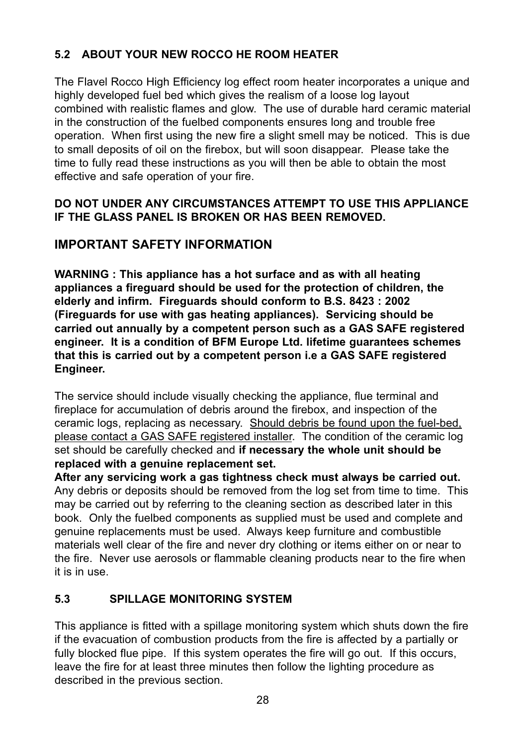## 5.2 ABOUT YOUR NEW ROCCO HE ROOM HEATER

The Flavel Rocco High Efficiency log effect room heater incorporates a unique and highly developed fuel bed which gives the realism of a loose log layout combined with realistic flames and glow. The use of durable hard ceramic material in the construction of the fuelbed components ensures long and trouble free operation. When first using the new fire a slight smell may be noticed. This is due to small deposits of oil on the firebox, but will soon disappear. Please take the time to fully read these instructions as you will then be able to obtain the most effective and safe operation of your fire.

**DO NOT UNDER ANY CIRCUMSTANCES ATTEMPT TO USE THIS APPLIANCE IF THE GLASS PANEL IS BROKEN OR HAS BEEN REMOVED.**

## IMPORTANT SAFETY INFORMATION

**WARNING : This appliance has a hot surface and as with all heating appliances a fireguard should be used for the protection of children, the elderly and infirm. Fireguards should conform to B.S. 8423 : 2002 (Fireguards for use with gas heating appliances). Servicing should be carried out annually by a competent person such as a GAS SAFE registered engineer. It is a condition of BFM Europe Ltd. lifetime guarantees schemes that this is carried out by a competent person i.e a GAS SAFE registered Engineer.**

The service should include visually checking the appliance, flue terminal and fireplace for accumulation of debris around the firebox, and inspection of the ceramic logs, replacing as necessary. Should debris be found upon the fuel-bed, please contact a GAS SAFE registered installer. The condition of the ceramic log set should be carefully checked and **if necessary the whole unit should be replaced with a genuine replacement set.**

**After any servicing work a gas tightness check must always be carried out.** Any debris or deposits should be removed from the log set from time to time. This may be carried out by referring to the cleaning section as described later in this book. Only the fuelbed components as supplied must be used and complete and genuine replacements must be used. Always keep furniture and combustible materials well clear of the fire and never dry clothing or items either on or near to the fire. Never use aerosols or flammable cleaning products near to the fire when it is in use.

## 5.3 SPILLAGE MONITORING SYSTEM

This appliance is fitted with a spillage monitoring system which shuts down the fire if the evacuation of combustion products from the fire is affected by a partially or fully blocked flue pipe. If this system operates the fire will go out. If this occurs, leave the fire for at least three minutes then follow the lighting procedure as described in the previous section.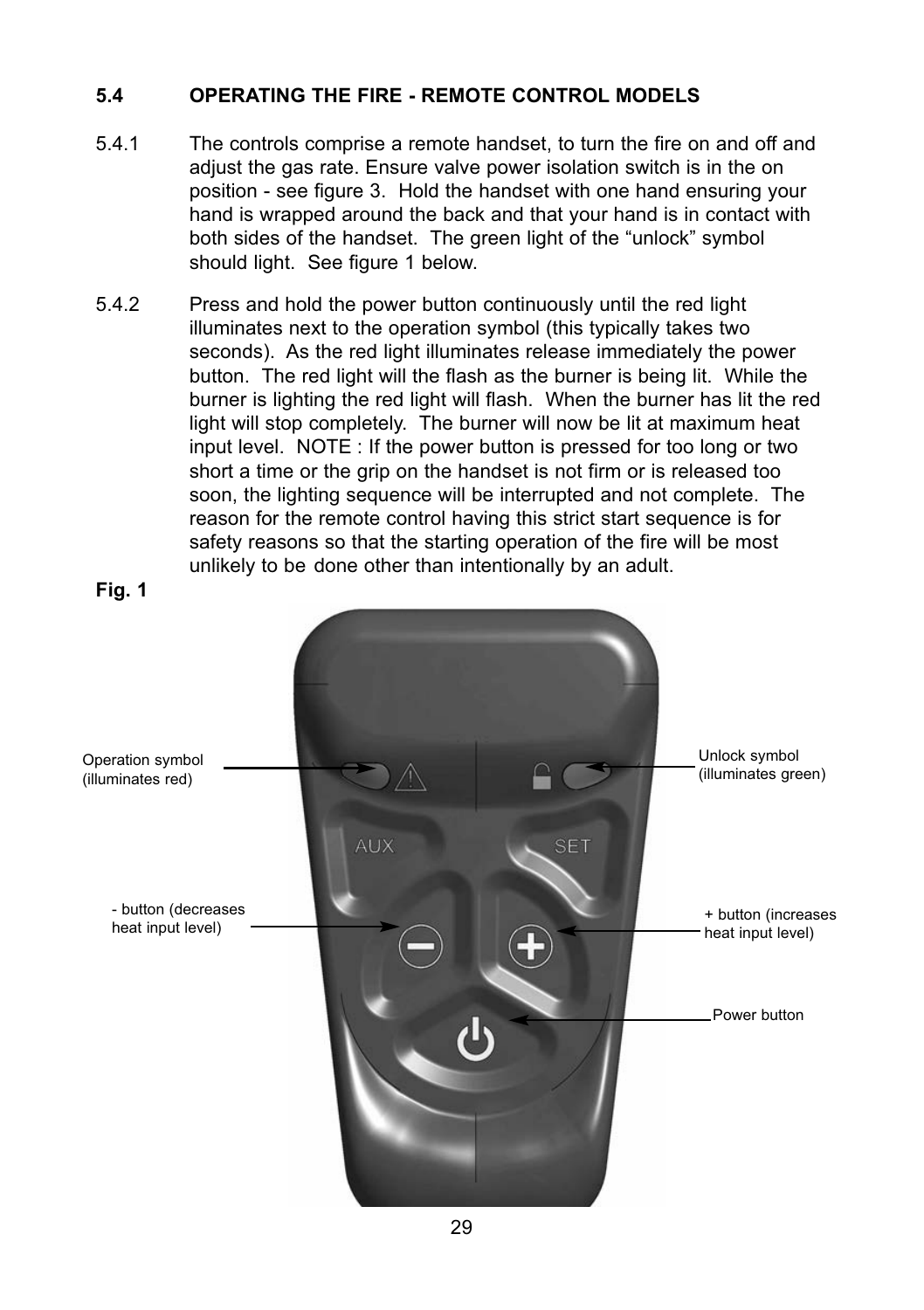### 5.4 OPERATING THE FIRE - REMOTE CONTROL MODELS

5.4.1 The controls comprise a remote handset, to turn the fire on and off and adjust the gas rate. Ensure valve power isolation switch is in the on position - see figure 3. Hold the handset with one hand ensuring your hand is wrapped around the back and that your hand is in contact with both sides of the handset. The green light of the "unlock" symbol should light. See figure 1 below.

5.4.2 Press and hold the power button continuously until the red light illuminates next to the operation symbol (this typically takes two seconds). As the red light illuminates release immediately the power button. The red light will the flash as the burner is being lit. While the burner is lighting the red light will flash. When the burner has lit the red light will stop completely. The burner will now be lit at maximum heat input level. NOTE : If the power button is pressed for too long or two short a time or the grip on the handset is not firm or is released too soon, the lighting sequence will be interrupted and not complete. The reason for the remote control having this strict start sequence is for safety reasons so that the starting operation of the fire will be most unlikely to be done other than intentionally by an adult.

**Fig. 1**

Operation symbol (illuminates red)

Unlock symbol (illuminates green)

- button (decreases heat input level)

+ button (increases heat input level)

Power button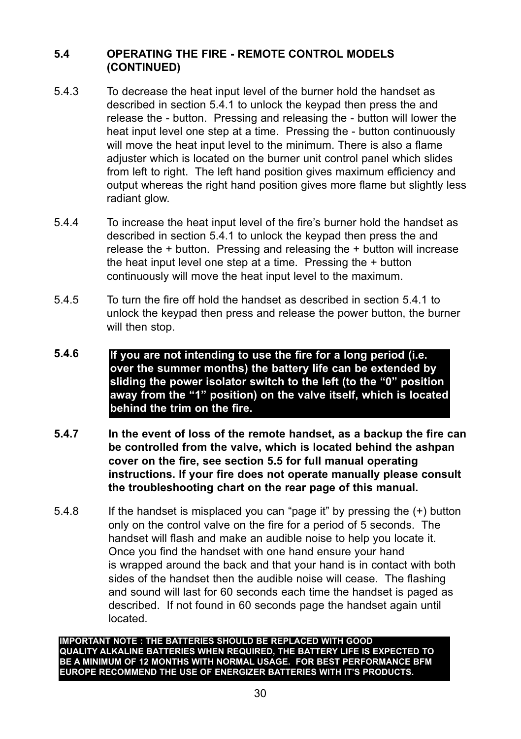## 5.4 OPERATING THE FIRE - REMOTE CONTROL MODELS (CONTINUED)

5.4.3 To decrease the heat input level of the burner hold the handset as described in section 5.4.1 to unlock the keypad then press the and release the - button. Pressing and releasing the - button will lower the heat input level one step at a time. Pressing the - button continuously will move the heat input level to the minimum. There is also a flame adjuster which is located on the burner unit control panel which slides from left to right. The left hand position gives maximum efficiency and output whereas the right hand position gives more flame but slightly less radiant glow.

5.4.4 To increase the heat input level of the fire's burner hold the handset as described in section 5.4.1 to unlock the keypad then press the and release the + button. Pressing and releasing the + button will increase the heat input level one step at a time. Pressing the + button continuously will move the heat input level to the maximum.

5.4.5 To turn the fire off hold the handset as described in section 5.4.1 to unlock the keypad then press and release the power button, the burner will then stop.

**5.4.6 If you are not intending to use the fire for a long period (i.e. over the summer months) the battery life can be extended by sliding the power isolator switch to the left (to the "0" position away from the "1" position) on the valve itself, which is located behind the trim on the fire.**

**5.4.7 In the event of loss of the remote handset, as a backup the fire can be controlled from the valve, which is located behind the ashpan cover on the fire, see section 5.5 for full manual operating instructions. If your fire does not operate manually please consult the troubleshooting chart on the rear page of this manual.**

5.4.8 If the handset is misplaced you can "page it" by pressing the (+) button only on the control valve on the fire for a period of 5 seconds. The handset will flash and make an audible noise to help you locate it. Once you find the handset with one hand ensure your hand is wrapped around the back and that your hand is in contact with both sides of the handset then the audible noise will cease. The flashing and sound will last for 60 seconds each time the handset is paged as described. If not found in 60 seconds page the handset again until located.

**IMPORTANT NOTE : THE BATTERIES SHOULD BE REPLACED WITH GOOD QUALITY ALKALINE BATTERIES WHEN REQUIRED, THE BATTERY LIFE IS EXPECTED TO BE A MINIMUM OF 12 MONTHS WITH NORMAL USAGE. FOR BEST PERFORMANCE BFM EUROPE RECOMMEND THE USE OF ENERGIZER BATTERIES WITH IT'S PRODUCTS.**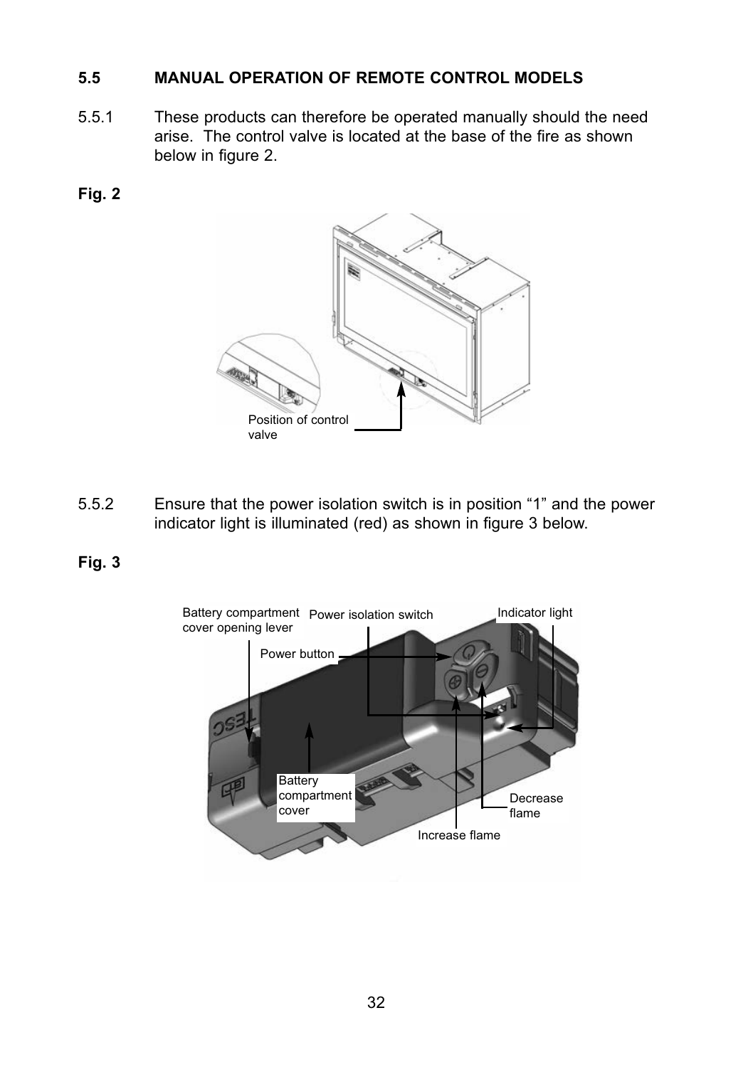### 5.5 MANUAL OPERATION OF REMOTE CONTROL MODELS

5.5.1 These products can therefore be operated manually should the need arise. The control valve is located at the base of the fire as shown below in figure 2.

**Fig. 2**

Position of control valve

5.5.2 Ensure that the power isolation switch is in position “1” and the power indicator light is illuminated (red) as shown in figure 3 below.

**Fig. 3**

Battery compartment cover opening lever

Power isolation switch

Indicator light

Power button

Battery compartment cover

Decrease flame

Increase flame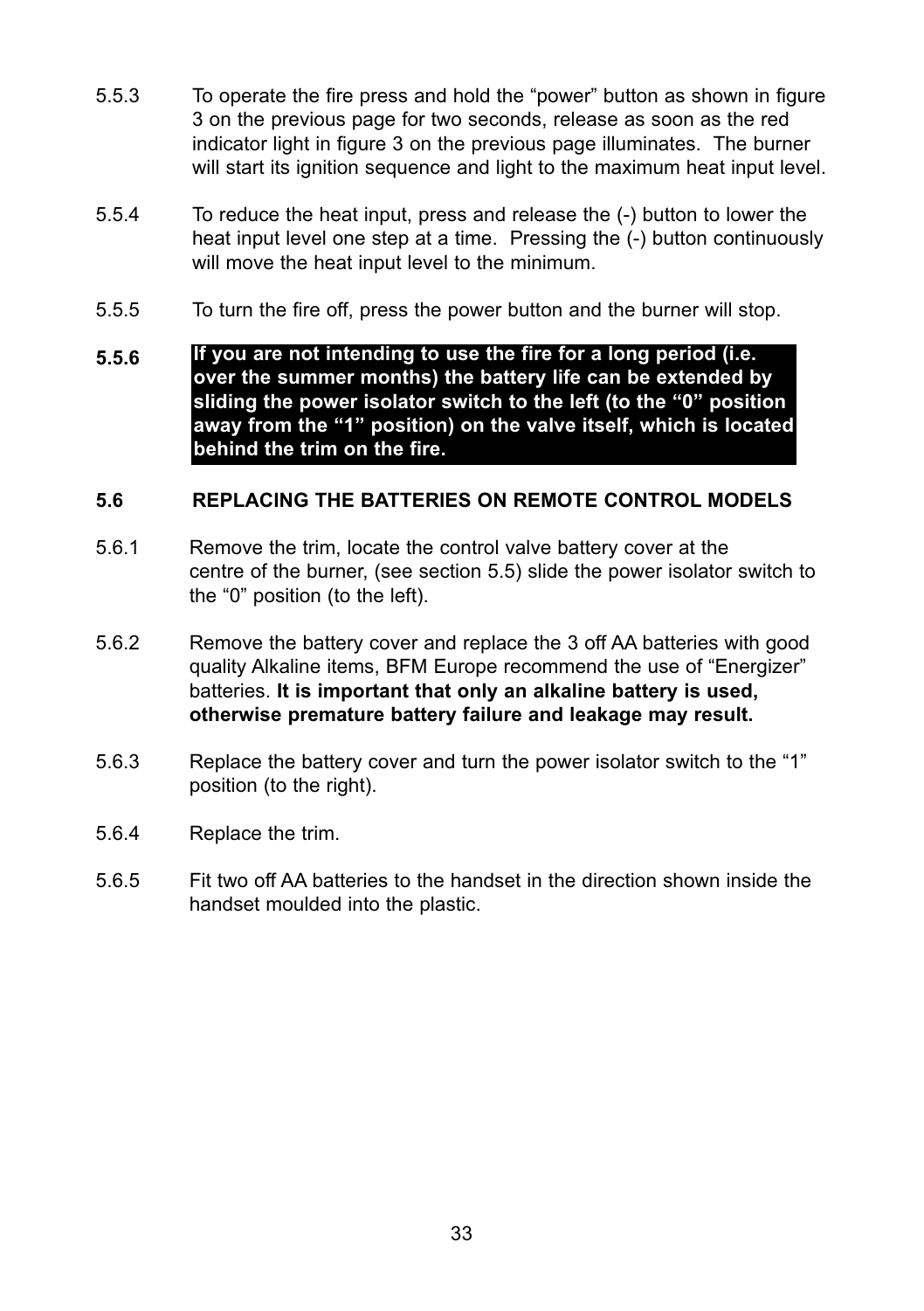5.5.3 To operate the fire press and hold the “power” button as shown in figure 3 on the previous page for two seconds, release as soon as the red indicator light in figure 3 on the previous page illuminates. The burner will start its ignition sequence and light to the maximum heat input level.

5.5.4 To reduce the heat input, press and release the (-) button to lower the heat input level one step at a time. Pressing the (-) button continuously will move the heat input level to the minimum.

5.5.5 To turn the fire off, press the power button and the burner will stop.

**5.5.6 If you are not intending to use the fire for a long period (i.e. over the summer months) the battery life can be extended by sliding the power isolator switch to the left (to the “0” position away from the “1” position) on the valve itself, which is located behind the trim on the fire.**

### 5.6 REPLACING THE BATTERIES ON REMOTE CONTROL MODELS

5.6.1 Remove the trim, locate the control valve battery cover at the centre of the burner, (see section 5.5) slide the power isolator switch to the “0” position (to the left).

5.6.2 Remove the battery cover and replace the 3 off AA batteries with good quality Alkaline items, BFM Europe recommend the use of “Energizer” batteries. **It is important that only an alkaline battery is used, otherwise premature battery failure and leakage may result.**

5.6.3 Replace the battery cover and turn the power isolator switch to the “1” position (to the right).

5.6.4 Replace the trim.

5.6.5 Fit two off AA batteries to the handset in the direction shown inside the handset moulded into the plastic.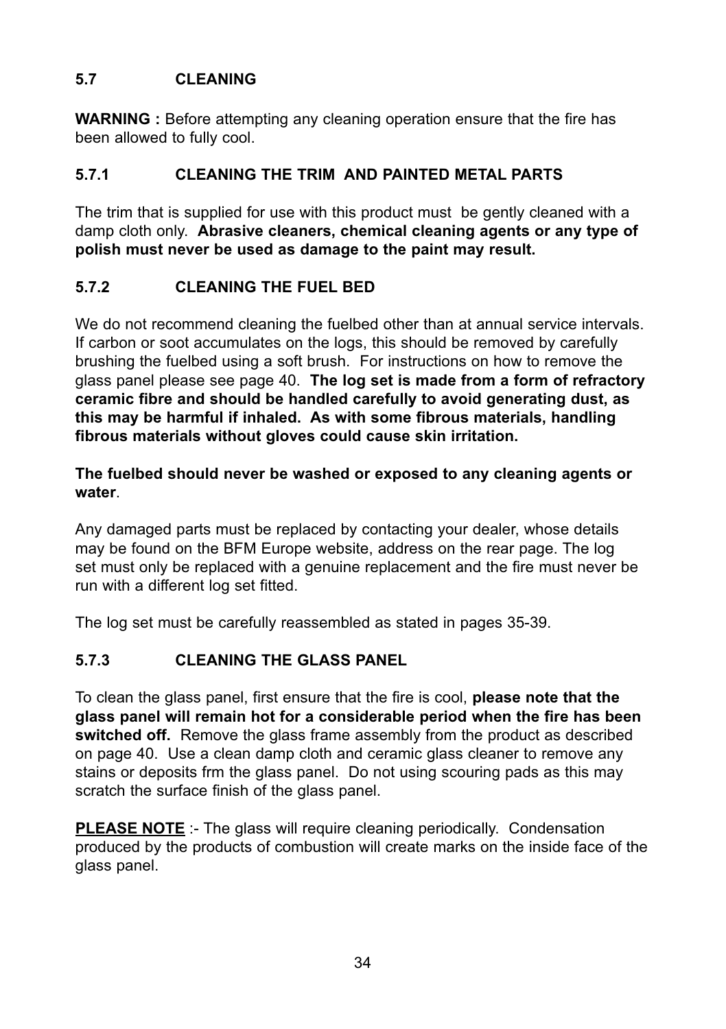## 5.7 CLEANING

**WARNING :** Before attempting any cleaning operation ensure that the fire has been allowed to fully cool.

### 5.7.1 CLEANING THE TRIM AND PAINTED METAL PARTS

The trim that is supplied for use with this product must be gently cleaned with a damp cloth only. **Abrasive cleaners, chemical cleaning agents or any type of polish must never be used as damage to the paint may result.**

### 5.7.2 CLEANING THE FUEL BED

We do not recommend cleaning the fuelbed other than at annual service intervals. If carbon or soot accumulates on the logs, this should be removed by carefully brushing the fuelbed using a soft brush. For instructions on how to remove the glass panel please see page 40. **The log set is made from a form of refractory ceramic fibre and should be handled carefully to avoid generating dust, as this may be harmful if inhaled. As with some fibrous materials, handling fibrous materials without gloves could cause skin irritation.**

**The fuelbed should never be washed or exposed to any cleaning agents or water**.

Any damaged parts must be replaced by contacting your dealer, whose details may be found on the BFM Europe website, address on the rear page. The log set must only be replaced with a genuine replacement and the fire must never be run with a different log set fitted.

The log set must be carefully reassembled as stated in pages 35-39.

### 5.7.3 CLEANING THE GLASS PANEL

To clean the glass panel, first ensure that the fire is cool, **please note that the glass panel will remain hot for a considerable period when the fire has been switched off.** Remove the glass frame assembly from the product as described on page 40. Use a clean damp cloth and ceramic glass cleaner to remove any stains or deposits frm the glass panel. Do not using scouring pads as this may scratch the surface finish of the glass panel.

**PLEASE NOTE** :- The glass will require cleaning periodically. Condensation produced by the products of combustion will create marks on the inside face of the glass panel.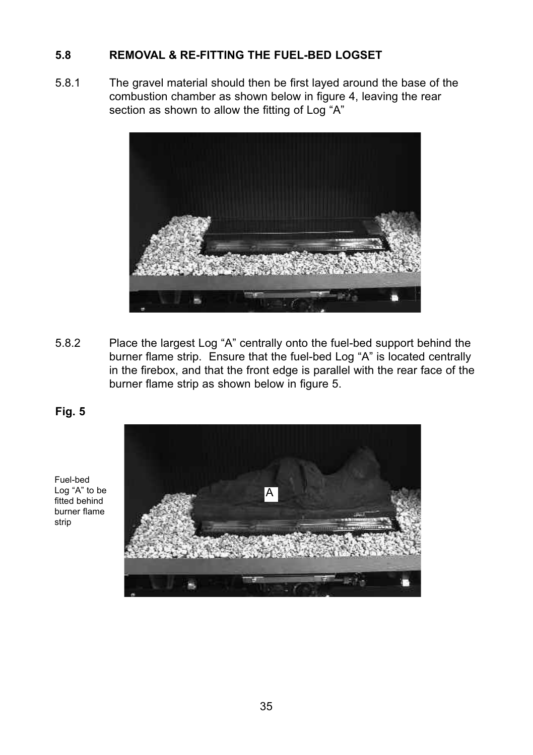## 5.8 REMOVAL & RE-FITTING THE FUEL-BED LOGSET

5.8.1 The gravel material should then be first layed around the base of the combustion chamber as shown below in figure 4, leaving the rear section as shown to allow the fitting of Log “A”

5.8.2 Place the largest Log “A” centrally onto the fuel-bed support behind the burner flame strip. Ensure that the fuel-bed Log “A” is located centrally in the firebox, and that the front edge is parallel with the rear face of the burner flame strip as shown below in figure 5.

**Fig. 5**

Fuel-bed Log “A” to be fitted behind burner flame strip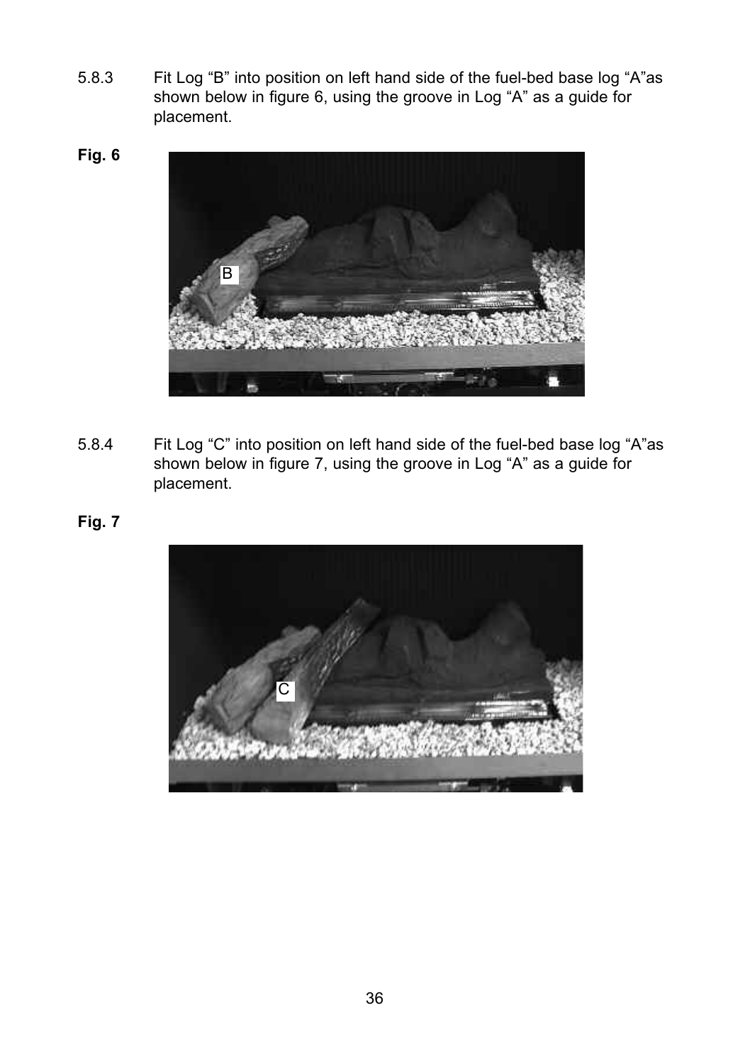5.8.3 Fit Log "B" into position on left hand side of the fuel-bed base log "A"as shown below in figure 6, using the groove in Log "A" as a guide for placement.

**Fig. 6**

5.8.4 Fit Log "C" into position on left hand side of the fuel-bed base log "A"as shown below in figure 7, using the groove in Log "A" as a guide for placement.

**Fig. 7**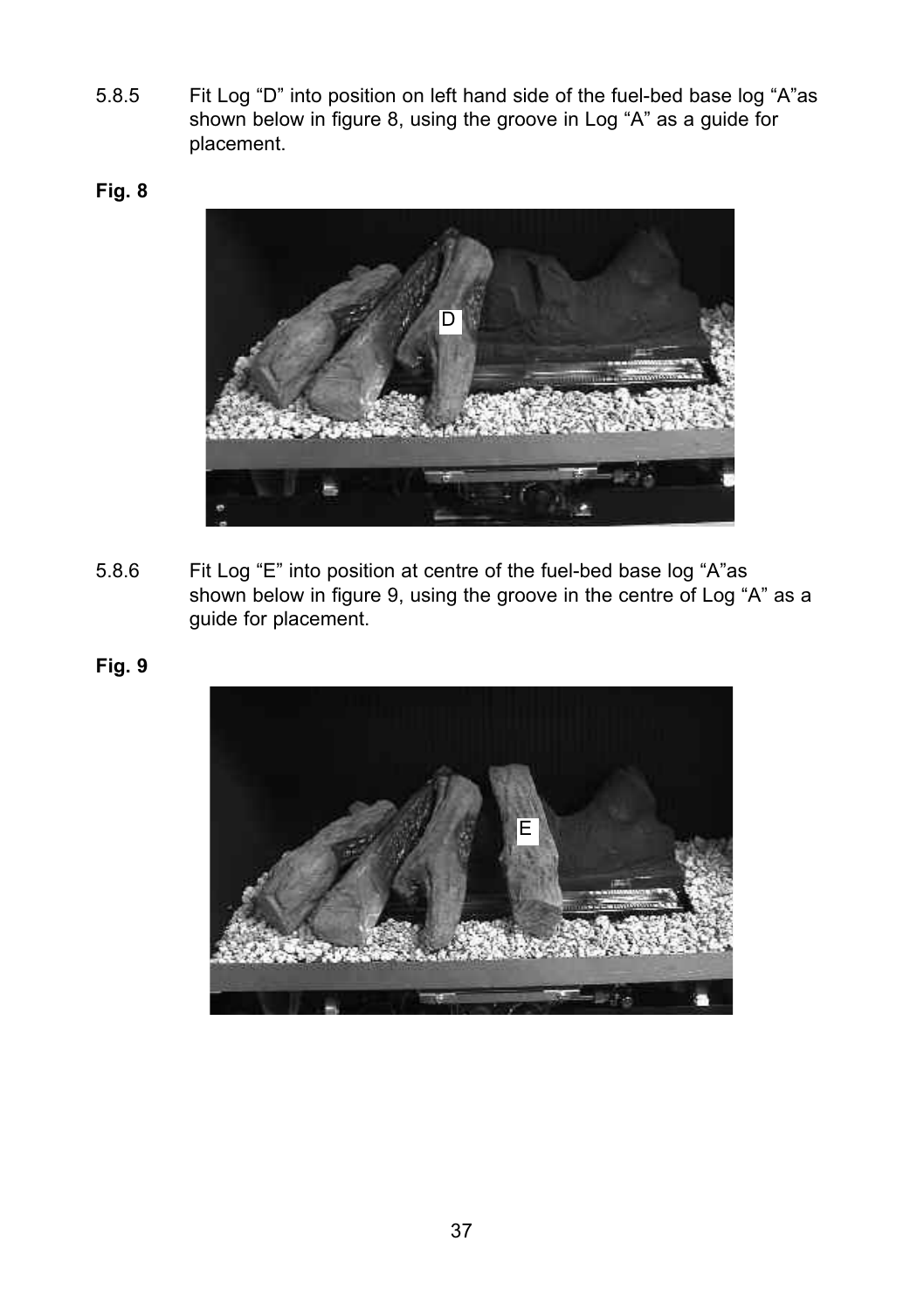5.8.5 Fit Log “D” into position on left hand side of the fuel-bed base log “A”as shown below in figure 8, using the groove in Log “A” as a guide for placement.

**Fig. 8**

5.8.6 Fit Log “E” into position at centre of the fuel-bed base log “A”as shown below in figure 9, using the groove in the centre of Log “A” as a guide for placement.

**Fig. 9**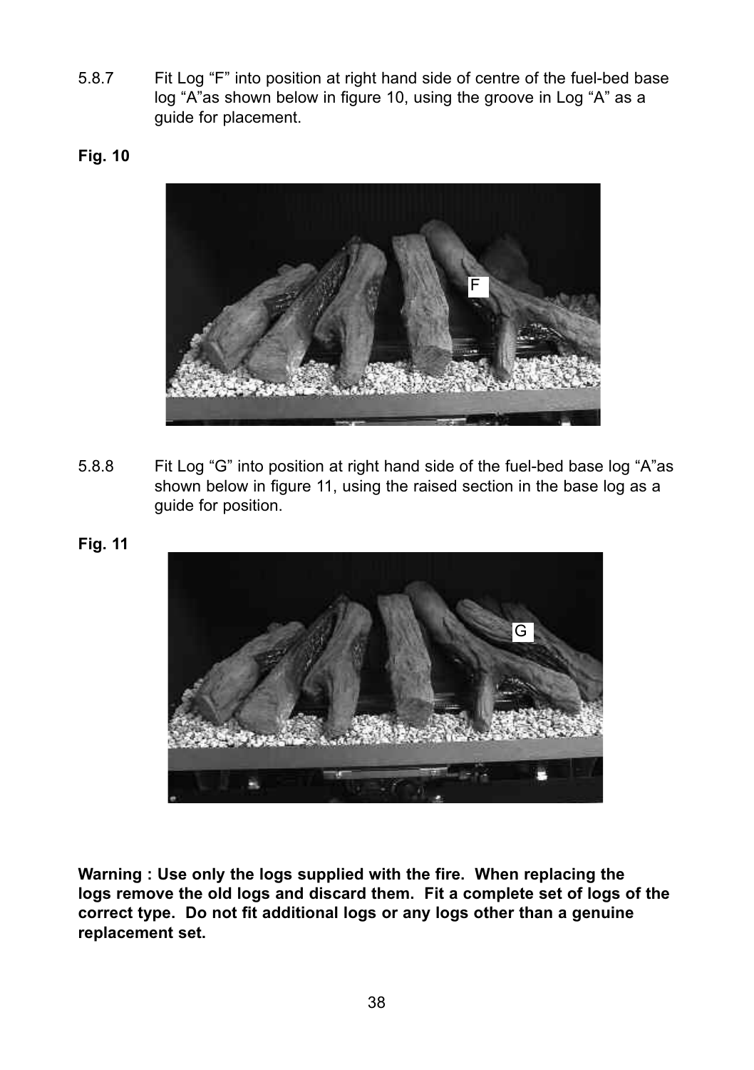5.8.7 Fit Log “F” into position at right hand side of centre of the fuel-bed base log “A”as shown below in figure 10, using the groove in Log “A” as a guide for placement.

**Fig. 10**

5.8.8 Fit Log “G” into position at right hand side of the fuel-bed base log “A”as shown below in figure 11, using the raised section in the base log as a guide for position.

**Fig. 11**

**Warning : Use only the logs supplied with the fire. When replacing the logs remove the old logs and discard them. Fit a complete set of logs of the correct type. Do not fit additional logs or any logs other than a genuine replacement set.**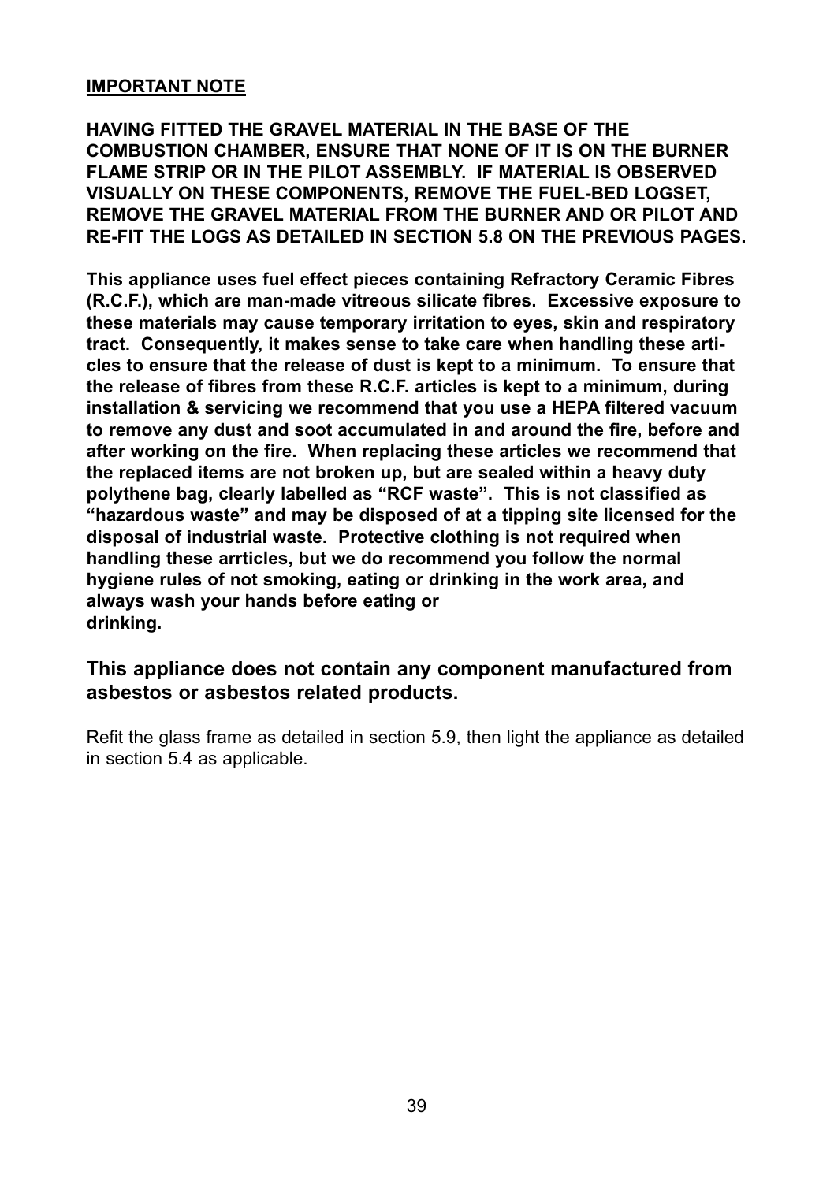**IMPORTANT NOTE**

**HAVING FITTED THE GRAVEL MATERIAL IN THE BASE OF THE COMBUSTION CHAMBER, ENSURE THAT NONE OF IT IS ON THE BURNER FLAME STRIP OR IN THE PILOT ASSEMBLY. IF MATERIAL IS OBSERVED VISUALLY ON THESE COMPONENTS, REMOVE THE FUEL-BED LOGSET, REMOVE THE GRAVEL MATERIAL FROM THE BURNER AND OR PILOT AND RE-FIT THE LOGS AS DETAILED IN SECTION 5.8 ON THE PREVIOUS PAGES.**

**This appliance uses fuel effect pieces containing Refractory Ceramic Fibres (R.C.F.), which are man-made vitreous silicate fibres. Excessive exposure to these materials may cause temporary irritation to eyes, skin and respiratory tract. Consequently, it makes sense to take care when handling these articles to ensure that the release of dust is kept to a minimum. To ensure that the release of fibres from these R.C.F. articles is kept to a minimum, during installation & servicing we recommend that you use a HEPA filtered vacuum to remove any dust and soot accumulated in and around the fire, before and after working on the fire. When replacing these articles we recommend that the replaced items are not broken up, but are sealed within a heavy duty polythene bag, clearly labelled as "RCF waste". This is not classified as "hazardous waste" and may be disposed of at a tipping site licensed for the disposal of industrial waste. Protective clothing is not required when handling these arrticles, but we do recommend you follow the normal hygiene rules of not smoking, eating or drinking in the work area, and always wash your hands before eating or drinking.**

**This appliance does not contain any component manufactured from asbestos or asbestos related products.**

Refit the glass frame as detailed in section 5.9, then light the appliance as detailed in section 5.4 as applicable.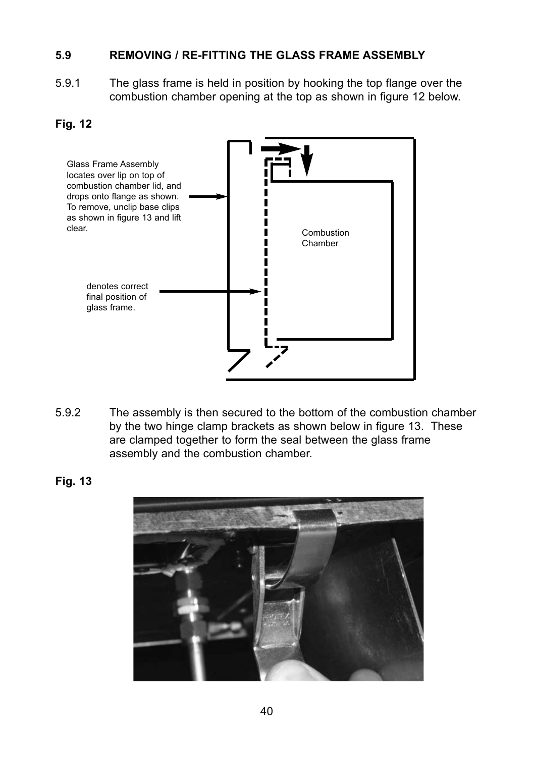### 5.9 REMOVING / RE-FITTING THE GLASS FRAME ASSEMBLY

5.9.1 The glass frame is held in position by hooking the top flange over the combustion chamber opening at the top as shown in figure 12 below.

**Fig. 12**

Glass Frame Assembly locates over lip on top of combustion chamber lid, and drops onto flange as shown. To remove, unclip base clips as shown in figure 13 and lift clear.

Combustion Chamber

denotes correct final position of glass frame.

5.9.2 The assembly is then secured to the bottom of the combustion chamber by the two hinge clamp brackets as shown below in figure 13. These are clamped together to form the seal between the glass frame assembly and the combustion chamber.

**Fig. 13**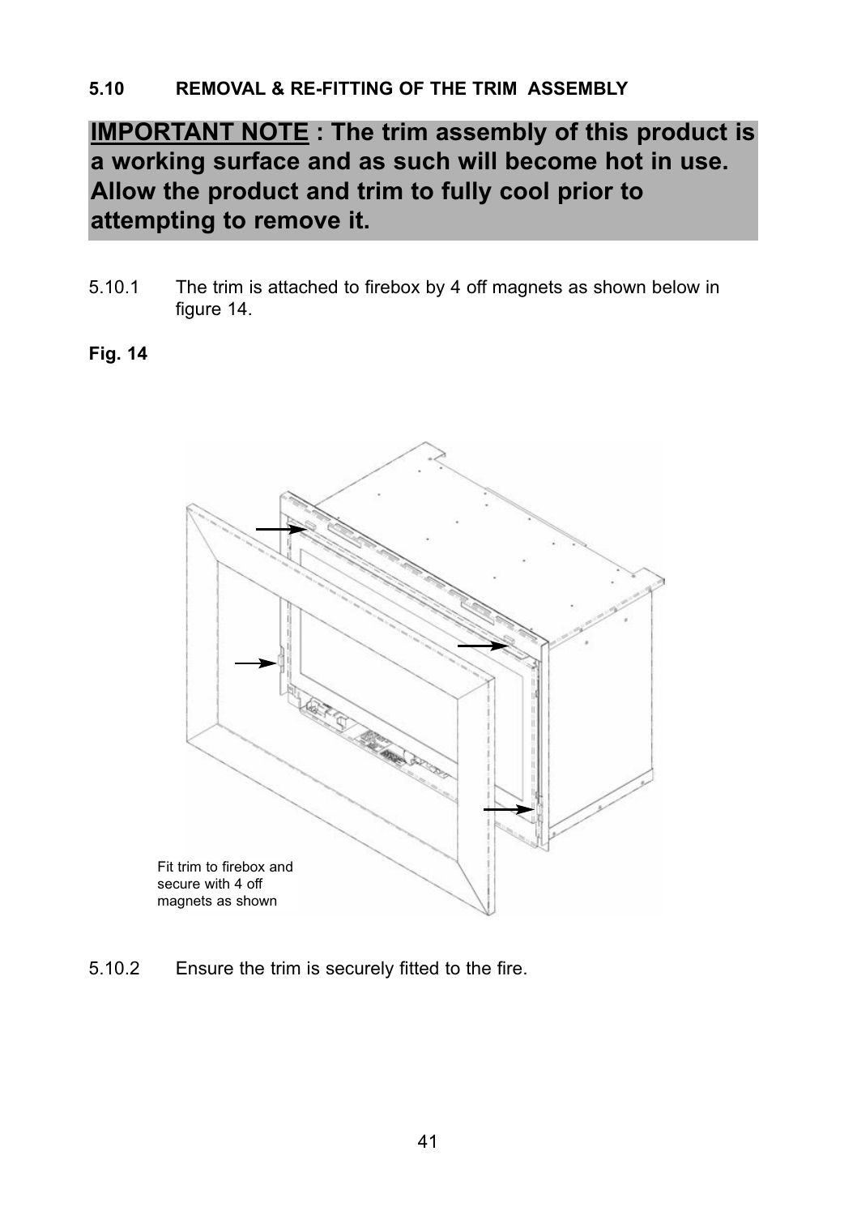### 5.10 REMOVAL & RE-FITTING OF THE TRIM ASSEMBLY

**IMPORTANT NOTE : The trim assembly of this product is a working surface and as such will become hot in use. Allow the product and trim to fully cool prior to attempting to remove it.**

5.10.1 The trim is attached to firebox by 4 off magnets as shown below in figure 14.

**Fig. 14**

Fit trim to firebox and secure with 4 off magnets as shown

5.10.2 Ensure the trim is securely fitted to the fire.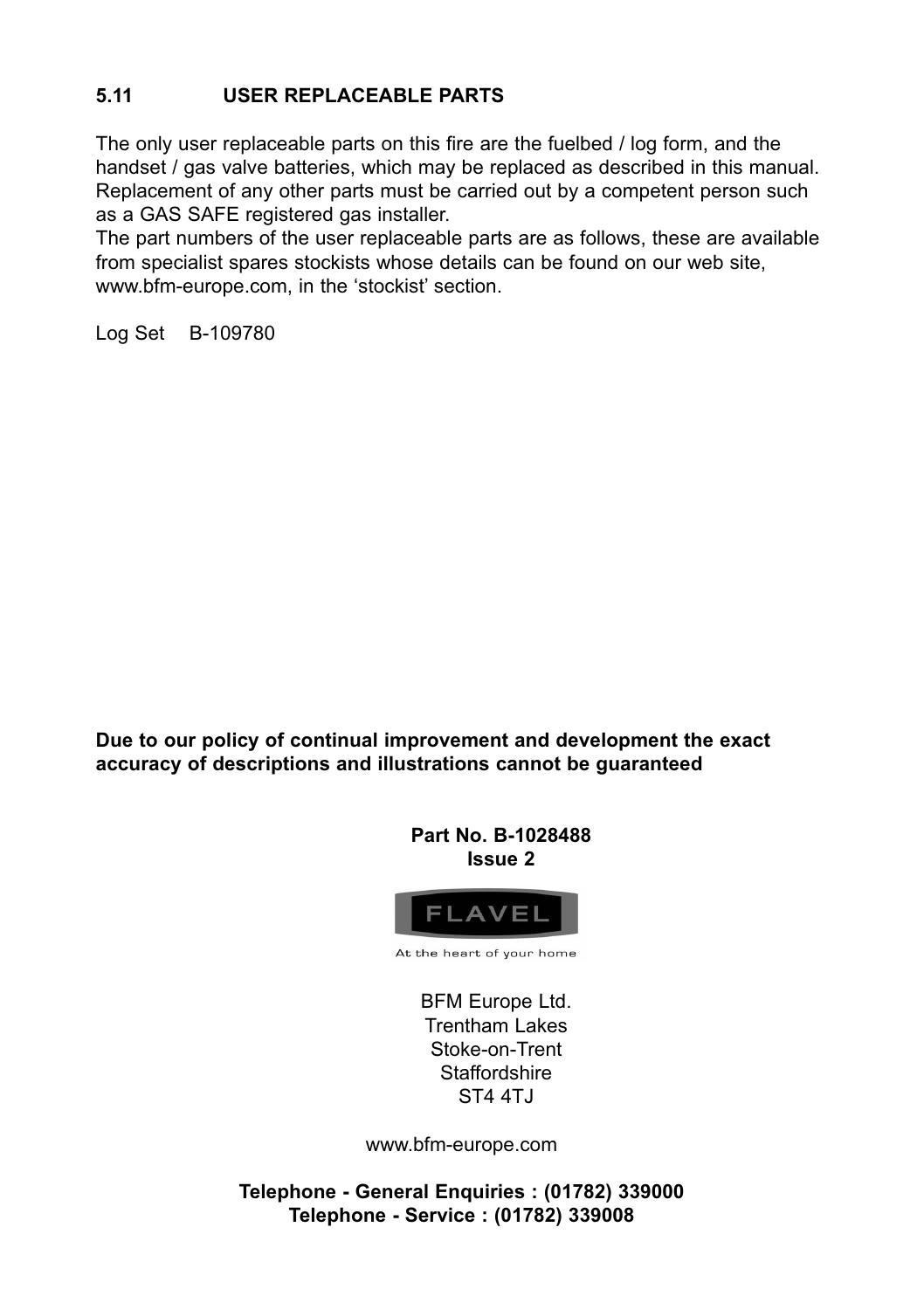### 5.11 USER REPLACEABLE PARTS

The only user replaceable parts on this fire are the fuelbed / log form, and the handset / gas valve batteries, which may be replaced as described in this manual. Replacement of any other parts must be carried out by a competent person such as a GAS SAFE registered gas installer.
The part numbers of the user replaceable parts are as follows, these are available from specialist spares stockists whose details can be found on our web site, www.bfm-europe.com, in the 'stockist' section.

Log Set B-109780

**Due to our policy of continual improvement and development the exact accuracy of descriptions and illustrations cannot be guaranteed**

**Part No. B-1028488**
**Issue 2**

FLAVEL

At the heart of your home

BFM Europe Ltd.
Trentham Lakes
Stoke-on-Trent
Staffordshire
ST4 4TJ

www.bfm-europe.com

**Telephone - General Enquiries : (01782) 339000**
**Telephone - Service : (01782) 339008**